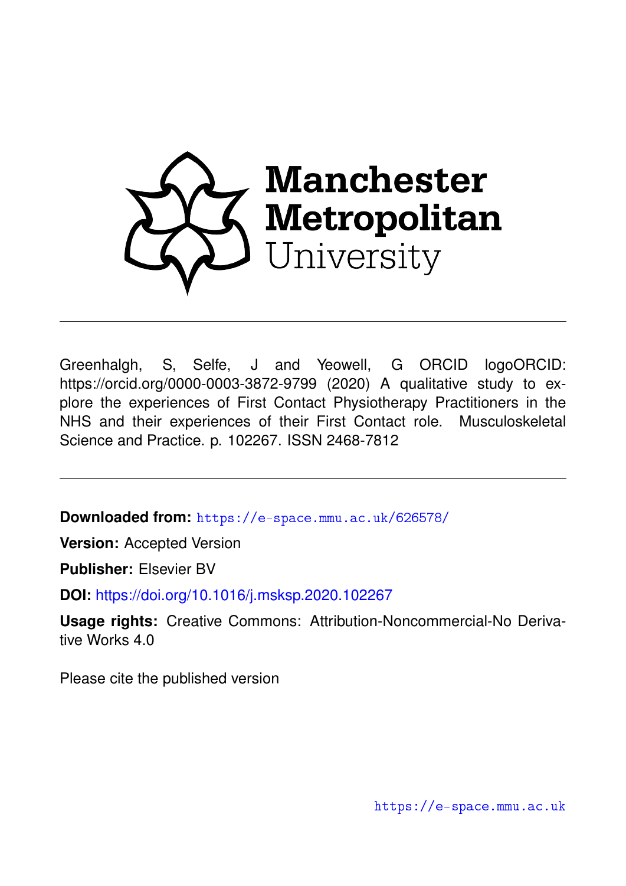Manchester Metropolitan University

---

Greenhalgh, S, Selfe, J and Yeowell, G ORCID logoORCID: https://orcid.org/0000-0003-3872-9799 (2020) A qualitative study to explore the experiences of First Contact Physiotherapy Practitioners in the NHS and their experiences of their First Contact role. Musculoskeletal Science and Practice. p. 102267. ISSN 2468-7812

---

**Downloaded from:** https://e-space.mmu.ac.uk/626578/

**Version:** Accepted Version

**Publisher:** Elsevier BV

**DOI:** https://doi.org/10.1016/j.msksp.2020.102267

**Usage rights:** Creative Commons: Attribution-Noncommercial-No Derivative Works 4.0

Please cite the published version

https://e-space.mmu.ac.uk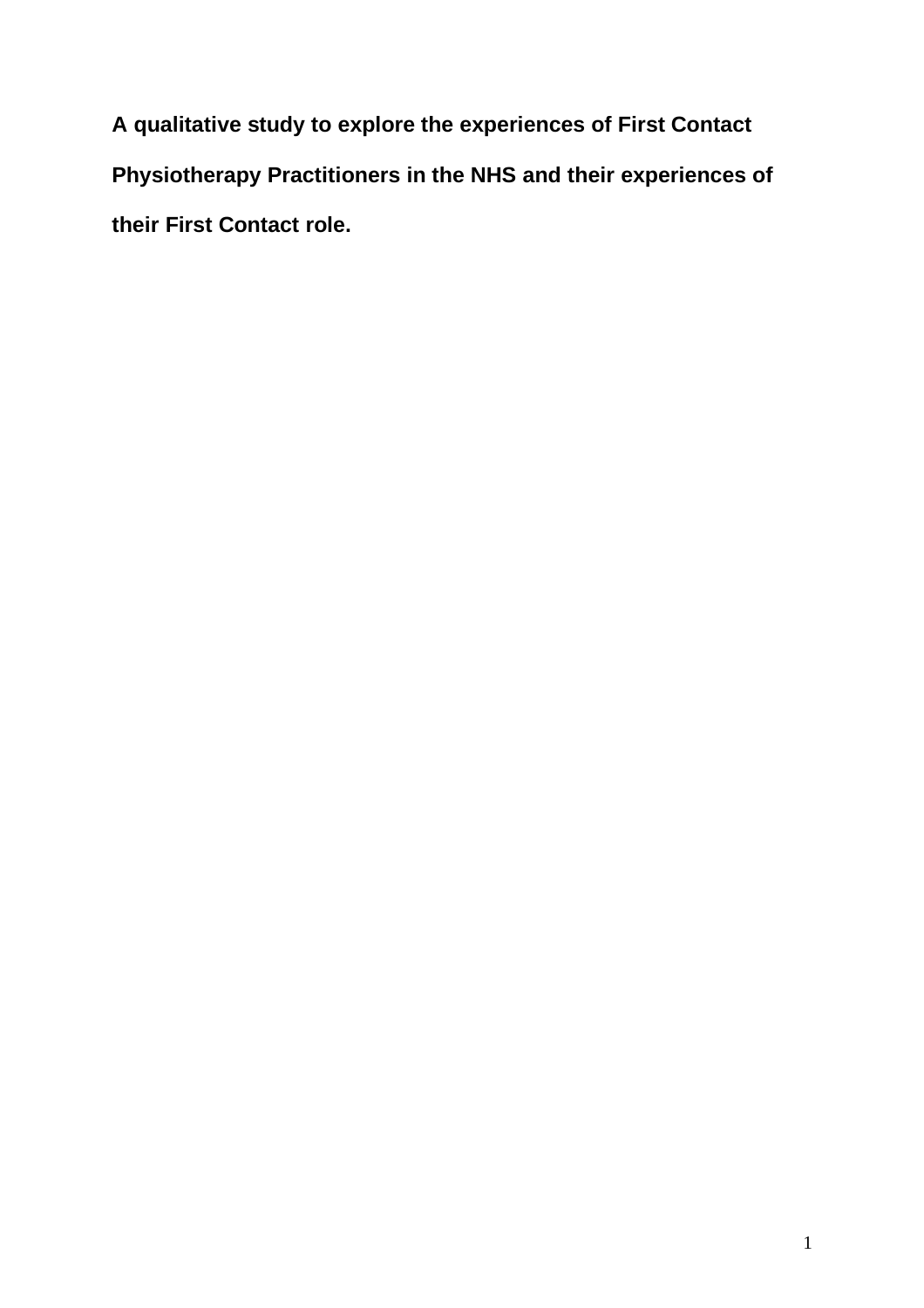**A qualitative study to explore the experiences of First Contact Physiotherapy Practitioners in the NHS and their experiences of their First Contact role.**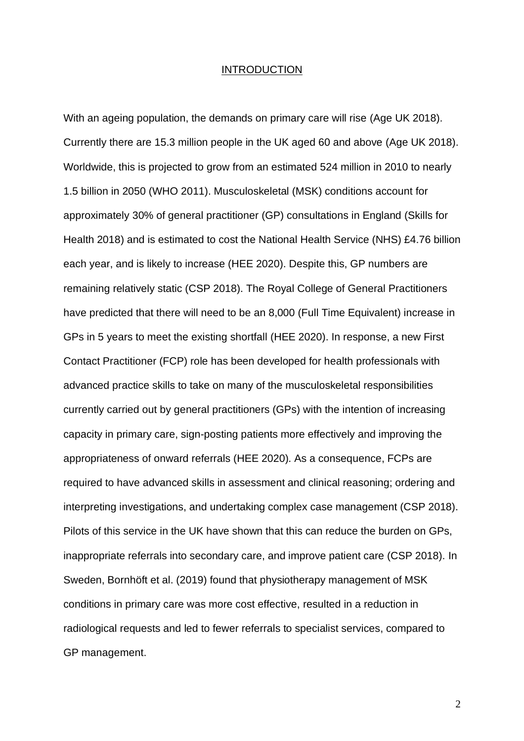## INTRODUCTION

With an ageing population, the demands on primary care will rise (Age UK 2018). Currently there are 15.3 million people in the UK aged 60 and above (Age UK 2018). Worldwide, this is projected to grow from an estimated 524 million in 2010 to nearly 1.5 billion in 2050 (WHO 2011). Musculoskeletal (MSK) conditions account for approximately 30% of general practitioner (GP) consultations in England (Skills for Health 2018) and is estimated to cost the National Health Service (NHS) £4.76 billion each year, and is likely to increase (HEE 2020). Despite this, GP numbers are remaining relatively static (CSP 2018). The Royal College of General Practitioners have predicted that there will need to be an 8,000 (Full Time Equivalent) increase in GPs in 5 years to meet the existing shortfall (HEE 2020). In response, a new First Contact Practitioner (FCP) role has been developed for health professionals with advanced practice skills to take on many of the musculoskeletal responsibilities currently carried out by general practitioners (GPs) with the intention of increasing capacity in primary care, sign-posting patients more effectively and improving the appropriateness of onward referrals (HEE 2020). As a consequence, FCPs are required to have advanced skills in assessment and clinical reasoning; ordering and interpreting investigations, and undertaking complex case management (CSP 2018). Pilots of this service in the UK have shown that this can reduce the burden on GPs, inappropriate referrals into secondary care, and improve patient care (CSP 2018). In Sweden, Bornhöft et al. (2019) found that physiotherapy management of MSK conditions in primary care was more cost effective, resulted in a reduction in radiological requests and led to fewer referrals to specialist services, compared to GP management.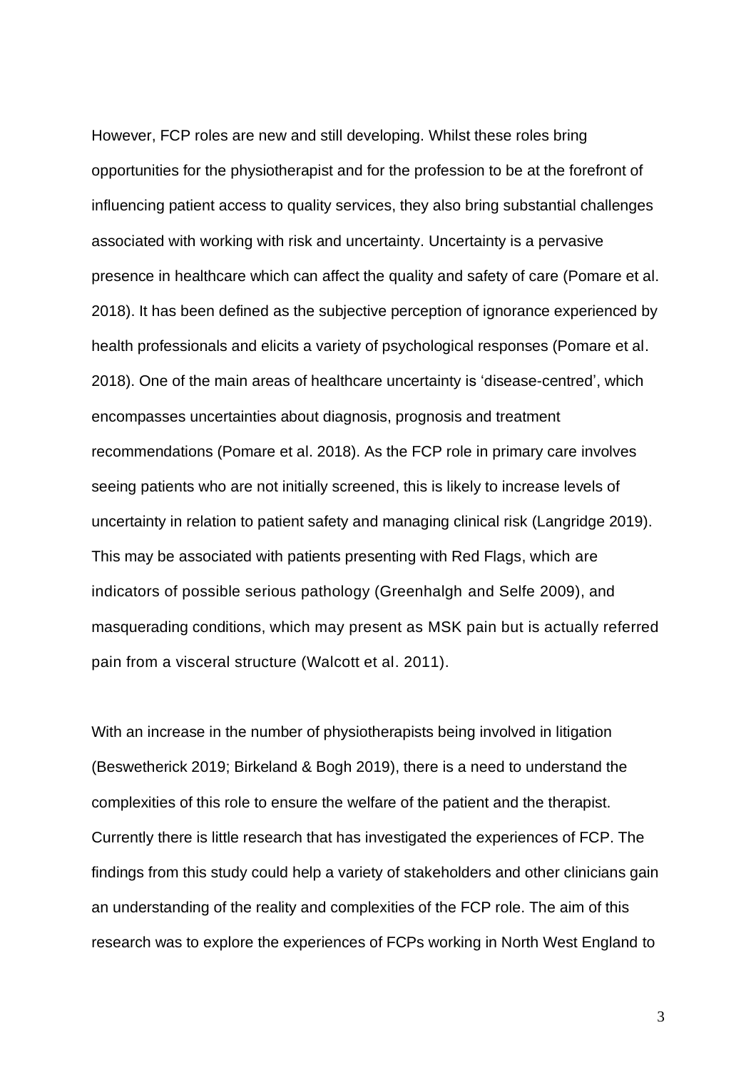However, FCP roles are new and still developing. Whilst these roles bring opportunities for the physiotherapist and for the profession to be at the forefront of influencing patient access to quality services, they also bring substantial challenges associated with working with risk and uncertainty. Uncertainty is a pervasive presence in healthcare which can affect the quality and safety of care (Pomare et al. 2018). It has been defined as the subjective perception of ignorance experienced by health professionals and elicits a variety of psychological responses (Pomare et al. 2018). One of the main areas of healthcare uncertainty is 'disease-centred', which encompasses uncertainties about diagnosis, prognosis and treatment recommendations (Pomare et al. 2018). As the FCP role in primary care involves seeing patients who are not initially screened, this is likely to increase levels of uncertainty in relation to patient safety and managing clinical risk (Langridge 2019). This may be associated with patients presenting with Red Flags, which are indicators of possible serious pathology (Greenhalgh and Selfe 2009), and masquerading conditions, which may present as MSK pain but is actually referred pain from a visceral structure (Walcott et al. 2011).

With an increase in the number of physiotherapists being involved in litigation (Beswetherick 2019; Birkeland & Bogh 2019), there is a need to understand the complexities of this role to ensure the welfare of the patient and the therapist. Currently there is little research that has investigated the experiences of FCP. The findings from this study could help a variety of stakeholders and other clinicians gain an understanding of the reality and complexities of the FCP role. The aim of this research was to explore the experiences of FCPs working in North West England to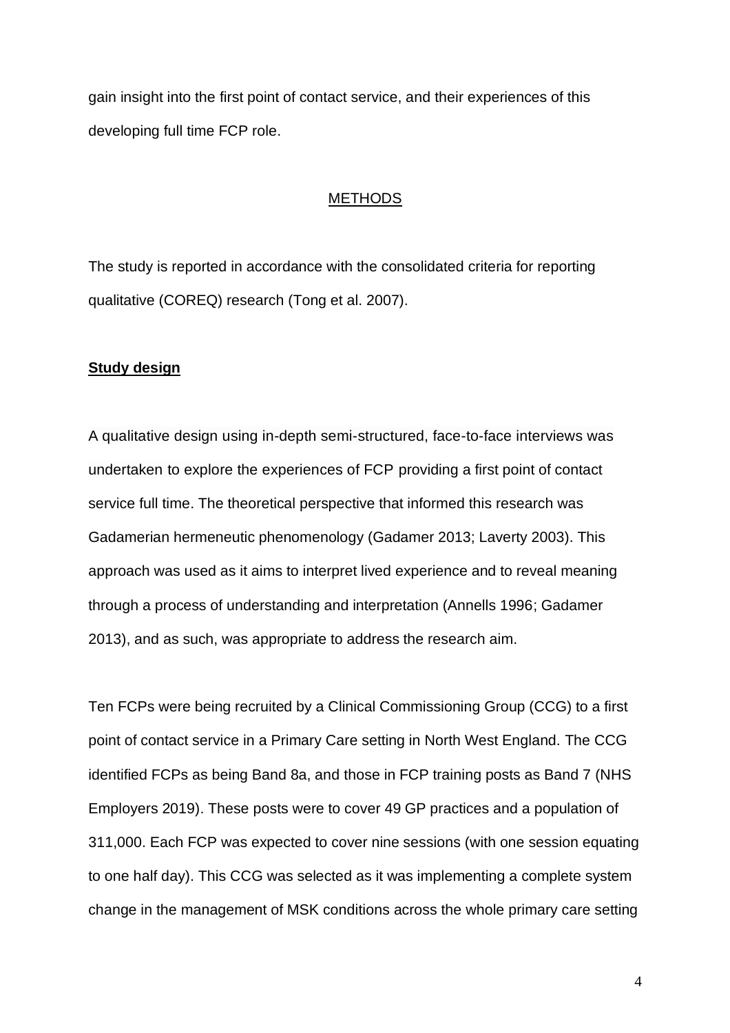gain insight into the first point of contact service, and their experiences of this developing full time FCP role.

## METHODS

The study is reported in accordance with the consolidated criteria for reporting qualitative (COREQ) research (Tong et al. 2007).

### Study design

A qualitative design using in-depth semi-structured, face-to-face interviews was undertaken to explore the experiences of FCP providing a first point of contact service full time. The theoretical perspective that informed this research was Gadamerian hermeneutic phenomenology (Gadamer 2013; Laverty 2003). This approach was used as it aims to interpret lived experience and to reveal meaning through a process of understanding and interpretation (Annells 1996; Gadamer 2013), and as such, was appropriate to address the research aim.

Ten FCPs were being recruited by a Clinical Commissioning Group (CCG) to a first point of contact service in a Primary Care setting in North West England. The CCG identified FCPs as being Band 8a, and those in FCP training posts as Band 7 (NHS Employers 2019). These posts were to cover 49 GP practices and a population of 311,000. Each FCP was expected to cover nine sessions (with one session equating to one half day). This CCG was selected as it was implementing a complete system change in the management of MSK conditions across the whole primary care setting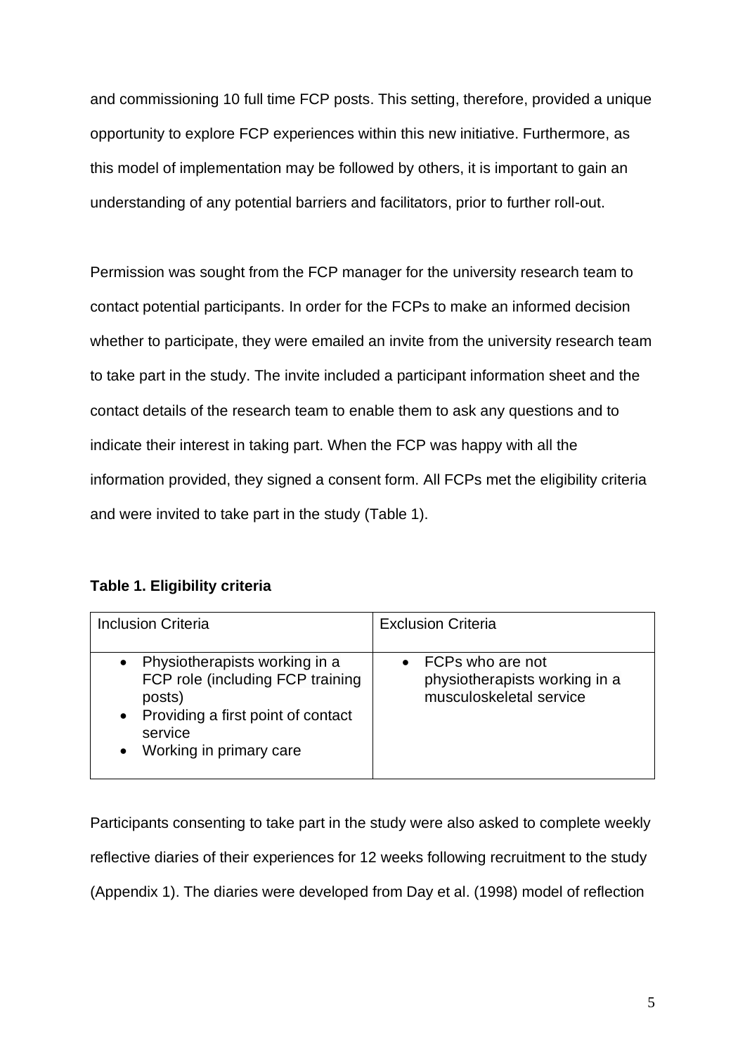and commissioning 10 full time FCP posts. This setting, therefore, provided a unique opportunity to explore FCP experiences within this new initiative. Furthermore, as this model of implementation may be followed by others, it is important to gain an understanding of any potential barriers and facilitators, prior to further roll-out.

Permission was sought from the FCP manager for the university research team to contact potential participants. In order for the FCPs to make an informed decision whether to participate, they were emailed an invite from the university research team to take part in the study. The invite included a participant information sheet and the contact details of the research team to enable them to ask any questions and to indicate their interest in taking part. When the FCP was happy with all the information provided, they signed a consent form. All FCPs met the eligibility criteria and were invited to take part in the study (Table 1).

**Table 1. Eligibility criteria**

| Inclusion Criteria | Exclusion Criteria |
|---|---|
| • Physiotherapists working in a FCP role (including FCP training posts)<br>• Providing a first point of contact service<br>• Working in primary care | • FCPs who are not physiotherapists working in a musculoskeletal service |

Participants consenting to take part in the study were also asked to complete weekly reflective diaries of their experiences for 12 weeks following recruitment to the study (Appendix 1). The diaries were developed from Day et al. (1998) model of reflection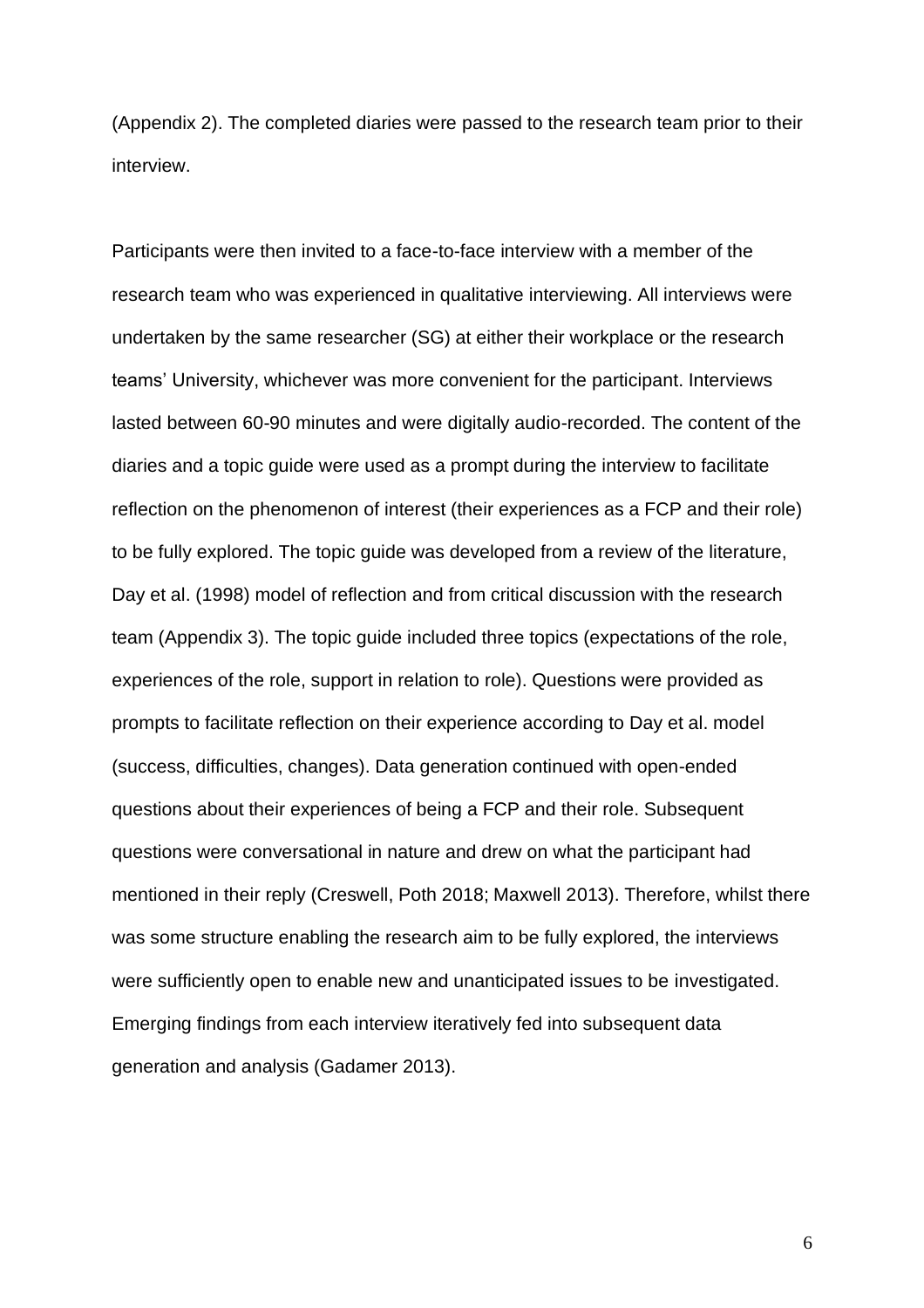(Appendix 2). The completed diaries were passed to the research team prior to their interview.

Participants were then invited to a face-to-face interview with a member of the research team who was experienced in qualitative interviewing. All interviews were undertaken by the same researcher (SG) at either their workplace or the research teams' University, whichever was more convenient for the participant. Interviews lasted between 60-90 minutes and were digitally audio-recorded. The content of the diaries and a topic guide were used as a prompt during the interview to facilitate reflection on the phenomenon of interest (their experiences as a FCP and their role) to be fully explored. The topic guide was developed from a review of the literature, Day et al. (1998) model of reflection and from critical discussion with the research team (Appendix 3). The topic guide included three topics (expectations of the role, experiences of the role, support in relation to role). Questions were provided as prompts to facilitate reflection on their experience according to Day et al. model (success, difficulties, changes). Data generation continued with open-ended questions about their experiences of being a FCP and their role. Subsequent questions were conversational in nature and drew on what the participant had mentioned in their reply (Creswell, Poth 2018; Maxwell 2013). Therefore, whilst there was some structure enabling the research aim to be fully explored, the interviews were sufficiently open to enable new and unanticipated issues to be investigated. Emerging findings from each interview iteratively fed into subsequent data generation and analysis (Gadamer 2013).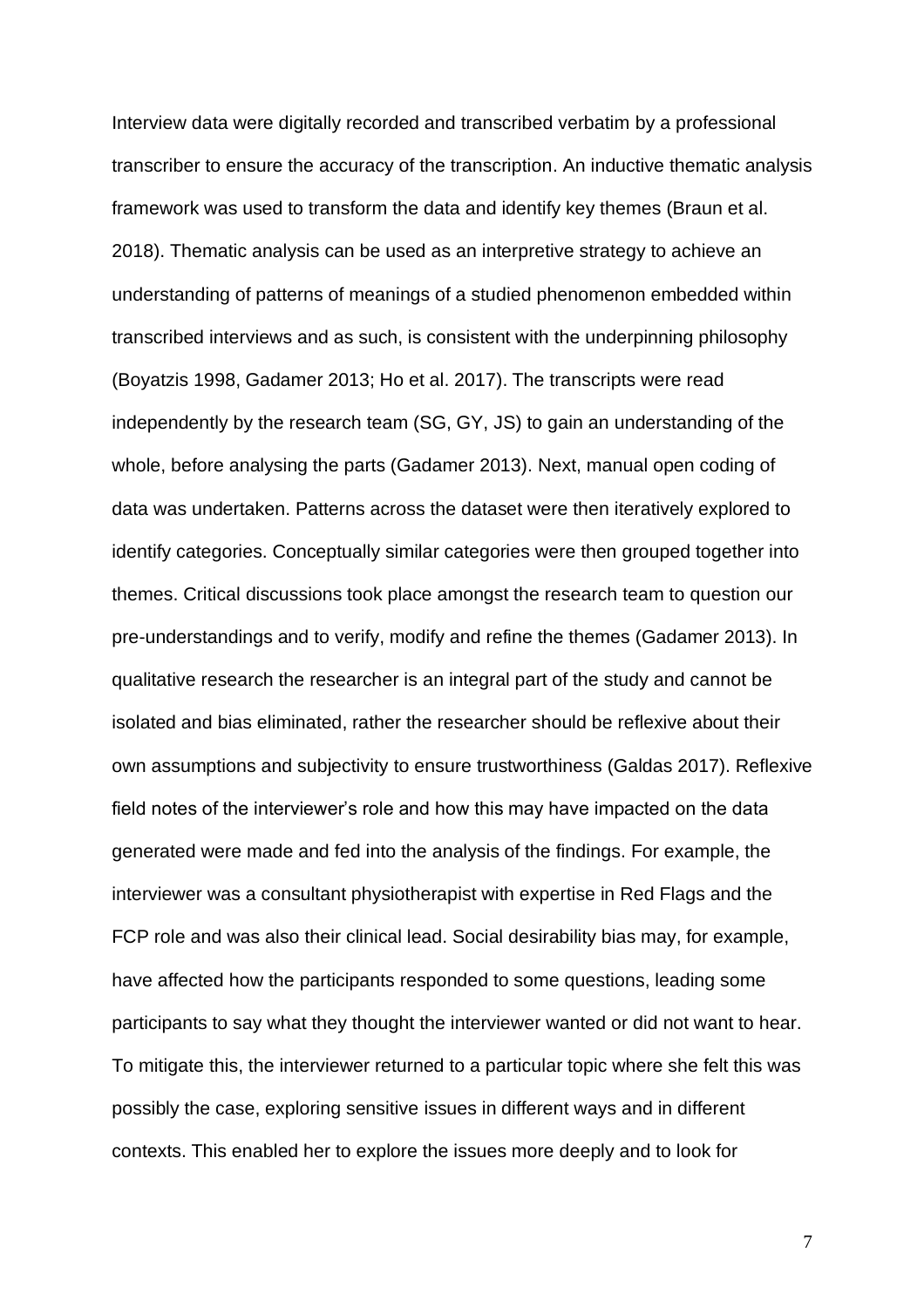Interview data were digitally recorded and transcribed verbatim by a professional transcriber to ensure the accuracy of the transcription. An inductive thematic analysis framework was used to transform the data and identify key themes (Braun et al. 2018). Thematic analysis can be used as an interpretive strategy to achieve an understanding of patterns of meanings of a studied phenomenon embedded within transcribed interviews and as such, is consistent with the underpinning philosophy (Boyatzis 1998, Gadamer 2013; Ho et al. 2017). The transcripts were read independently by the research team (SG, GY, JS) to gain an understanding of the whole, before analysing the parts (Gadamer 2013). Next, manual open coding of data was undertaken. Patterns across the dataset were then iteratively explored to identify categories. Conceptually similar categories were then grouped together into themes. Critical discussions took place amongst the research team to question our pre-understandings and to verify, modify and refine the themes (Gadamer 2013). In qualitative research the researcher is an integral part of the study and cannot be isolated and bias eliminated, rather the researcher should be reflexive about their own assumptions and subjectivity to ensure trustworthiness (Galdas 2017). Reflexive field notes of the interviewer's role and how this may have impacted on the data generated were made and fed into the analysis of the findings. For example, the interviewer was a consultant physiotherapist with expertise in Red Flags and the FCP role and was also their clinical lead. Social desirability bias may, for example, have affected how the participants responded to some questions, leading some participants to say what they thought the interviewer wanted or did not want to hear. To mitigate this, the interviewer returned to a particular topic where she felt this was possibly the case, exploring sensitive issues in different ways and in different contexts. This enabled her to explore the issues more deeply and to look for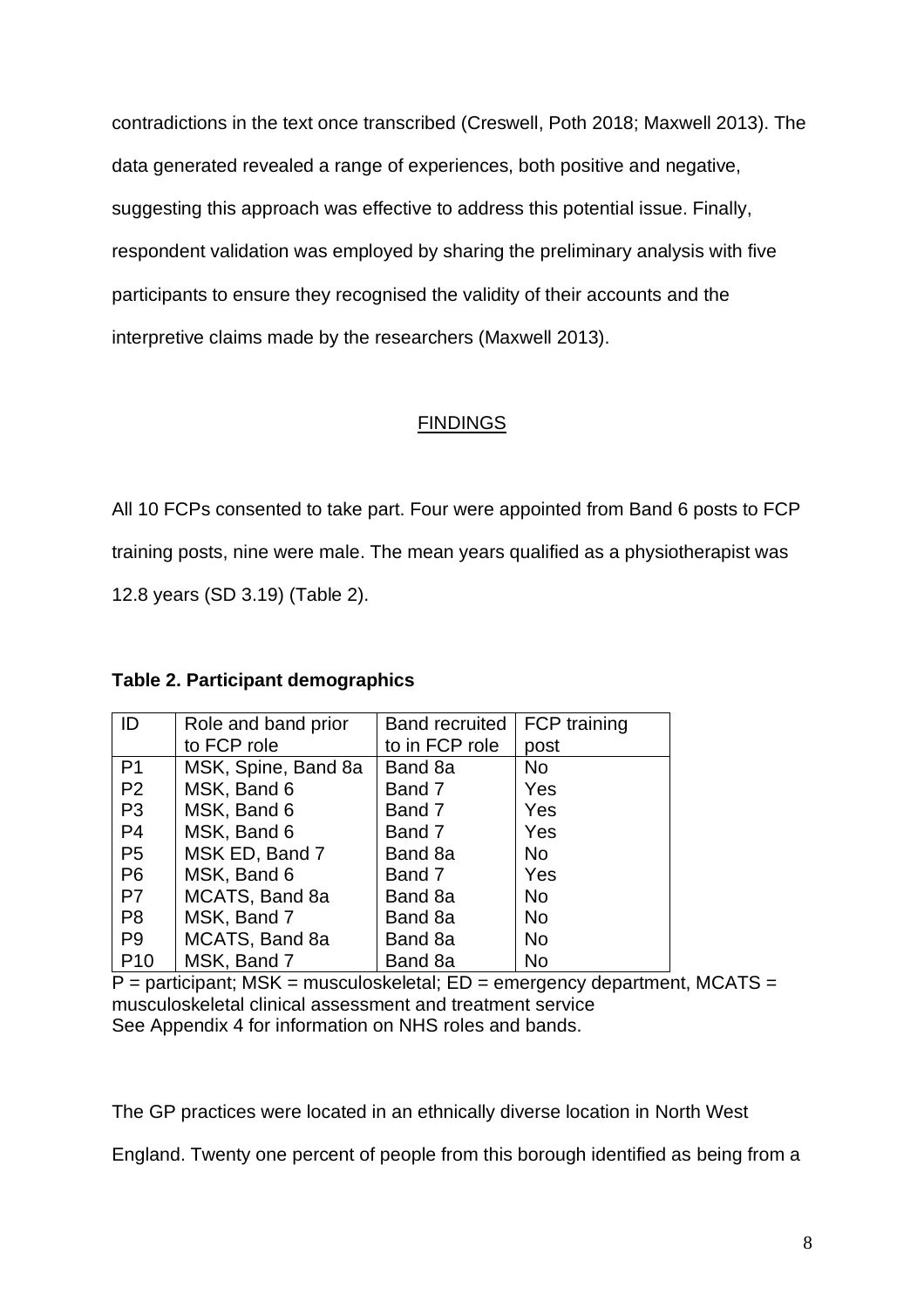contradictions in the text once transcribed (Creswell, Poth 2018; Maxwell 2013). The data generated revealed a range of experiences, both positive and negative, suggesting this approach was effective to address this potential issue. Finally, respondent validation was employed by sharing the preliminary analysis with five participants to ensure they recognised the validity of their accounts and the interpretive claims made by the researchers (Maxwell 2013).

## FINDINGS

All 10 FCPs consented to take part. Four were appointed from Band 6 posts to FCP training posts, nine were male. The mean years qualified as a physiotherapist was 12.8 years (SD 3.19) (Table 2).

**Table 2. Participant demographics**

| ID | Role and band prior to FCP role | Band recruited to in FCP role | FCP training post |
|---|---|---|---|
| P1 | MSK, Spine, Band 8a | Band 8a | No |
| P2 | MSK, Band 6 | Band 7 | Yes |
| P3 | MSK, Band 6 | Band 7 | Yes |
| P4 | MSK, Band 6 | Band 7 | Yes |
| P5 | MSK ED, Band 7 | Band 8a | No |
| P6 | MSK, Band 6 | Band 7 | Yes |
| P7 | MCATS, Band 8a | Band 8a | No |
| P8 | MSK, Band 7 | Band 8a | No |
| P9 | MCATS, Band 8a | Band 8a | No |
| P10 | MSK, Band 7 | Band 8a | No |

P = participant; MSK = musculoskeletal; ED = emergency department, MCATS = musculoskeletal clinical assessment and treatment service
See Appendix 4 for information on NHS roles and bands.

The GP practices were located in an ethnically diverse location in North West England. Twenty one percent of people from this borough identified as being from a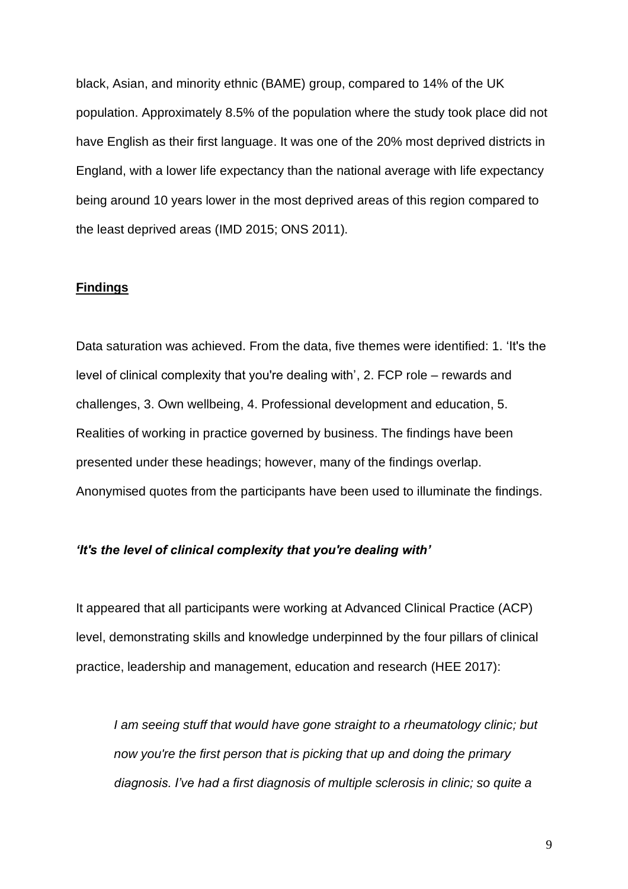black, Asian, and minority ethnic (BAME) group, compared to 14% of the UK population. Approximately 8.5% of the population where the study took place did not have English as their first language. It was one of the 20% most deprived districts in England, with a lower life expectancy than the national average with life expectancy being around 10 years lower in the most deprived areas of this region compared to the least deprived areas (IMD 2015; ONS 2011).

## Findings

Data saturation was achieved. From the data, five themes were identified: 1. 'It's the level of clinical complexity that you're dealing with', 2. FCP role – rewards and challenges, 3. Own wellbeing, 4. Professional development and education, 5. Realities of working in practice governed by business. The findings have been presented under these headings; however, many of the findings overlap. Anonymised quotes from the participants have been used to illuminate the findings.

### *'It's the level of clinical complexity that you're dealing with'*

It appeared that all participants were working at Advanced Clinical Practice (ACP) level, demonstrating skills and knowledge underpinned by the four pillars of clinical practice, leadership and management, education and research (HEE 2017):

> *I am seeing stuff that would have gone straight to a rheumatology clinic; but now you're the first person that is picking that up and doing the primary diagnosis. I've had a first diagnosis of multiple sclerosis in clinic; so quite a*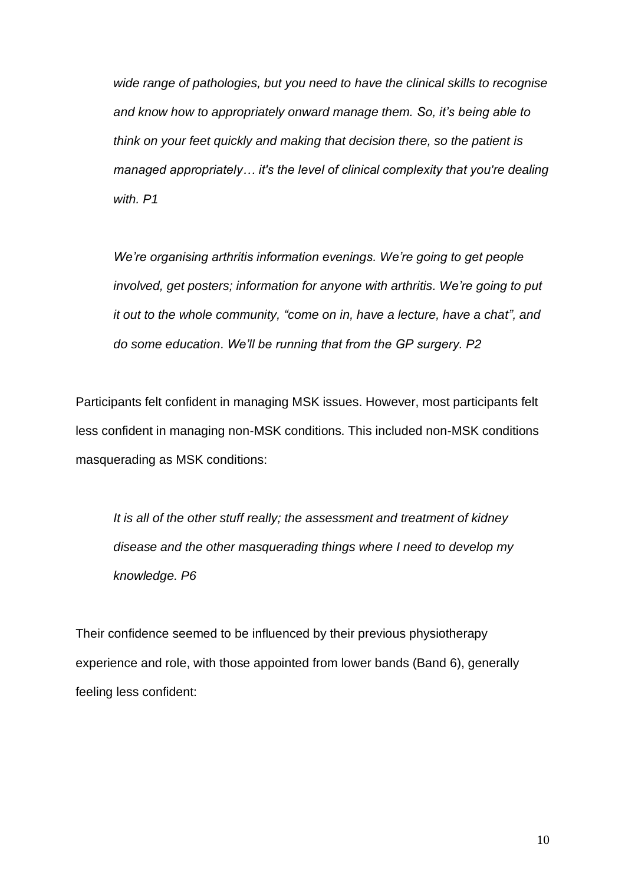*wide range of pathologies, but you need to have the clinical skills to recognise and know how to appropriately onward manage them. So, it's being able to think on your feet quickly and making that decision there, so the patient is managed appropriately… it's the level of clinical complexity that you're dealing with. P1*

*We're organising arthritis information evenings. We're going to get people involved, get posters; information for anyone with arthritis. We're going to put it out to the whole community, "come on in, have a lecture, have a chat", and do some education. We'll be running that from the GP surgery. P2*

Participants felt confident in managing MSK issues. However, most participants felt less confident in managing non-MSK conditions. This included non-MSK conditions masquerading as MSK conditions:

*It is all of the other stuff really; the assessment and treatment of kidney disease and the other masquerading things where I need to develop my knowledge. P6*

Their confidence seemed to be influenced by their previous physiotherapy experience and role, with those appointed from lower bands (Band 6), generally feeling less confident: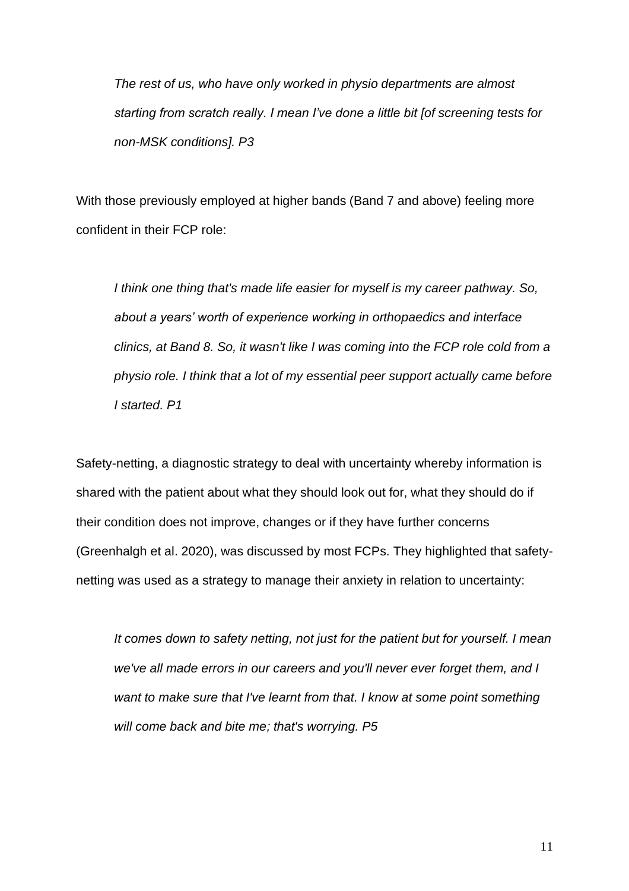> *The rest of us, who have only worked in physio departments are almost starting from scratch really. I mean I've done a little bit [of screening tests for non-MSK conditions]. P3*

With those previously employed at higher bands (Band 7 and above) feeling more confident in their FCP role:

> *I think one thing that's made life easier for myself is my career pathway. So, about a years' worth of experience working in orthopaedics and interface clinics, at Band 8. So, it wasn't like I was coming into the FCP role cold from a physio role. I think that a lot of my essential peer support actually came before I started. P1*

Safety-netting, a diagnostic strategy to deal with uncertainty whereby information is shared with the patient about what they should look out for, what they should do if their condition does not improve, changes or if they have further concerns (Greenhalgh et al. 2020), was discussed by most FCPs. They highlighted that safety-netting was used as a strategy to manage their anxiety in relation to uncertainty:

> *It comes down to safety netting, not just for the patient but for yourself. I mean we've all made errors in our careers and you'll never ever forget them, and I want to make sure that I've learnt from that. I know at some point something will come back and bite me; that's worrying. P5*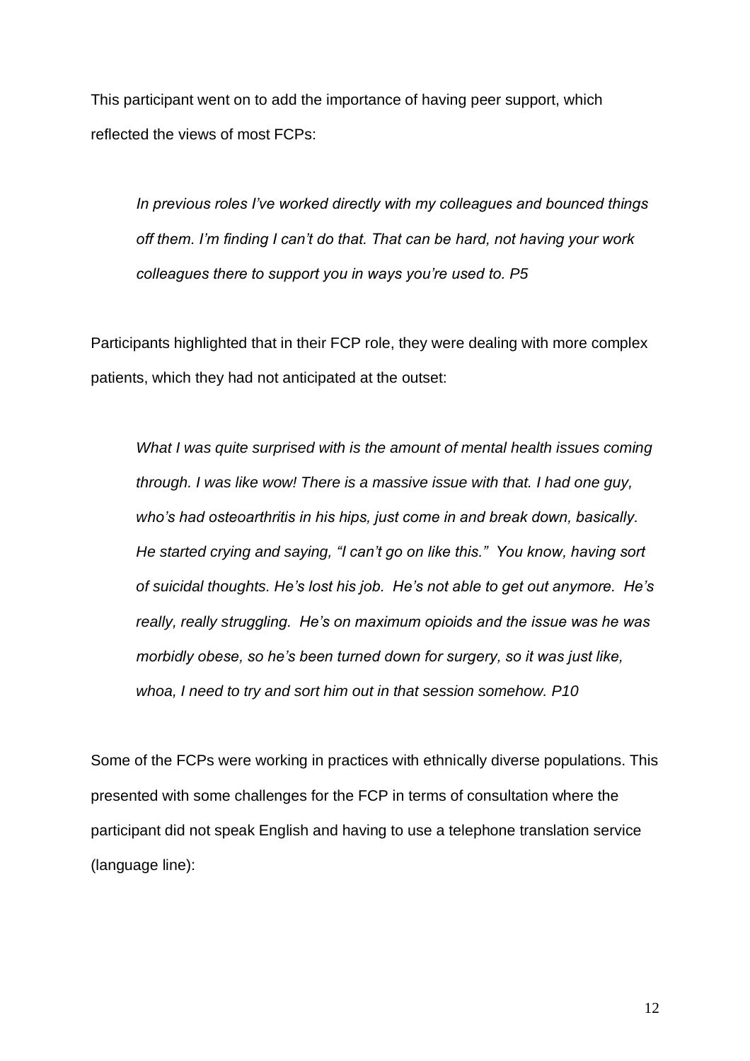This participant went on to add the importance of having peer support, which reflected the views of most FCPs:

> *In previous roles I've worked directly with my colleagues and bounced things off them. I'm finding I can't do that. That can be hard, not having your work colleagues there to support you in ways you're used to. P5*

Participants highlighted that in their FCP role, they were dealing with more complex patients, which they had not anticipated at the outset:

> *What I was quite surprised with is the amount of mental health issues coming through. I was like wow! There is a massive issue with that. I had one guy, who's had osteoarthritis in his hips, just come in and break down, basically. He started crying and saying, "I can't go on like this." You know, having sort of suicidal thoughts. He's lost his job. He's not able to get out anymore. He's really, really struggling. He's on maximum opioids and the issue was he was morbidly obese, so he's been turned down for surgery, so it was just like, whoa, I need to try and sort him out in that session somehow. P10*

Some of the FCPs were working in practices with ethnically diverse populations. This presented with some challenges for the FCP in terms of consultation where the participant did not speak English and having to use a telephone translation service (language line):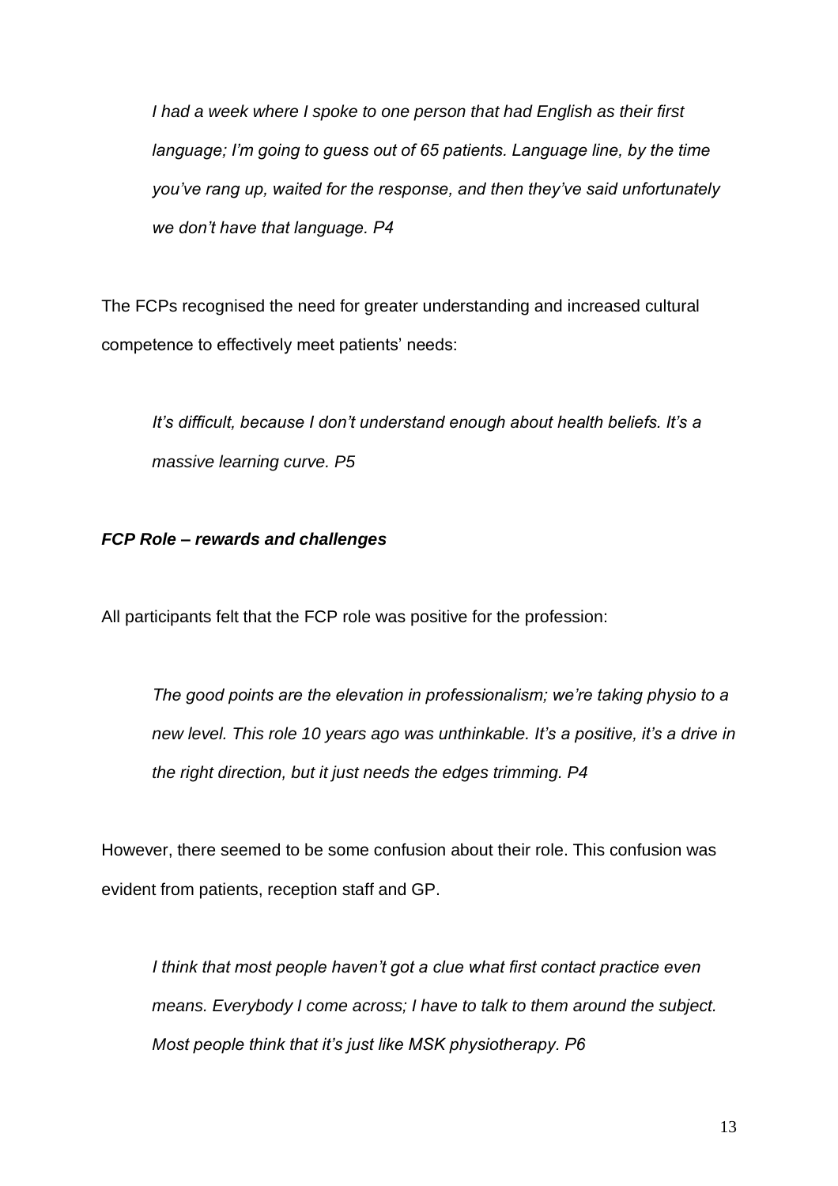*I had a week where I spoke to one person that had English as their first language; I'm going to guess out of 65 patients. Language line, by the time you've rang up, waited for the response, and then they've said unfortunately we don't have that language. P4*

The FCPs recognised the need for greater understanding and increased cultural competence to effectively meet patients' needs:

*It's difficult, because I don't understand enough about health beliefs. It's a massive learning curve. P5*

### *FCP Role – rewards and challenges*

All participants felt that the FCP role was positive for the profession:

*The good points are the elevation in professionalism; we're taking physio to a new level. This role 10 years ago was unthinkable. It's a positive, it's a drive in the right direction, but it just needs the edges trimming. P4*

However, there seemed to be some confusion about their role. This confusion was evident from patients, reception staff and GP.

*I think that most people haven't got a clue what first contact practice even means. Everybody I come across; I have to talk to them around the subject. Most people think that it's just like MSK physiotherapy. P6*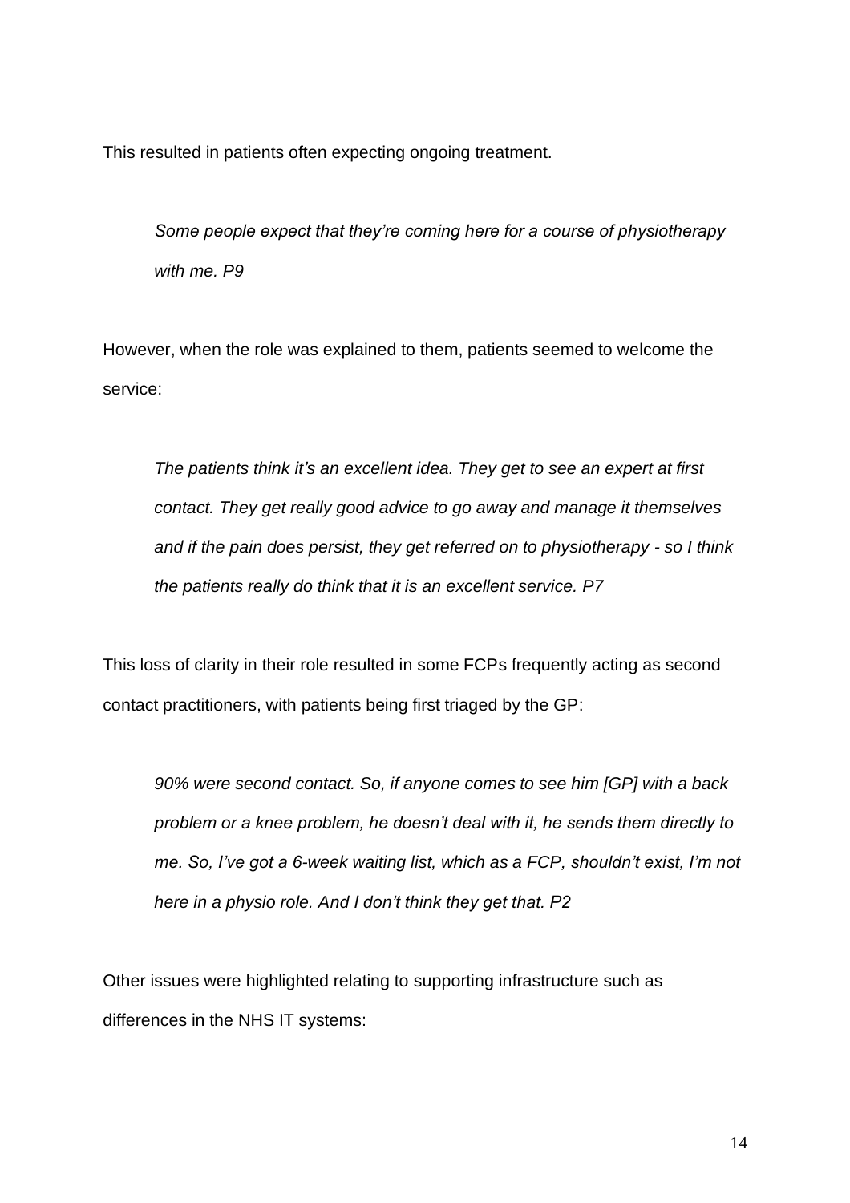This resulted in patients often expecting ongoing treatment.

> *Some people expect that they're coming here for a course of physiotherapy with me. P9*

However, when the role was explained to them, patients seemed to welcome the service:

> *The patients think it's an excellent idea. They get to see an expert at first contact. They get really good advice to go away and manage it themselves and if the pain does persist, they get referred on to physiotherapy - so I think the patients really do think that it is an excellent service. P7*

This loss of clarity in their role resulted in some FCPs frequently acting as second contact practitioners, with patients being first triaged by the GP:

> *90% were second contact. So, if anyone comes to see him [GP] with a back problem or a knee problem, he doesn't deal with it, he sends them directly to me. So, I've got a 6-week waiting list, which as a FCP, shouldn't exist, I'm not here in a physio role. And I don't think they get that. P2*

Other issues were highlighted relating to supporting infrastructure such as differences in the NHS IT systems: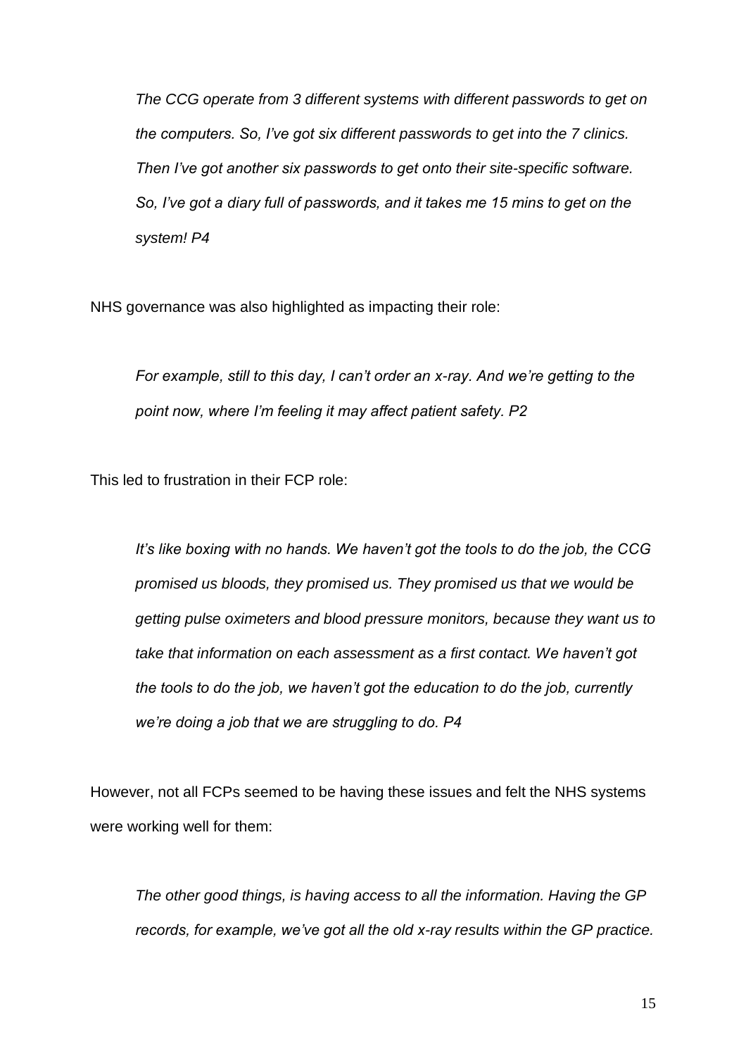> *The CCG operate from 3 different systems with different passwords to get on the computers. So, I've got six different passwords to get into the 7 clinics. Then I've got another six passwords to get onto their site-specific software. So, I've got a diary full of passwords, and it takes me 15 mins to get on the system! P4*

NHS governance was also highlighted as impacting their role:

> *For example, still to this day, I can't order an x-ray. And we're getting to the point now, where I'm feeling it may affect patient safety. P2*

This led to frustration in their FCP role:

> *It's like boxing with no hands. We haven't got the tools to do the job, the CCG promised us bloods, they promised us. They promised us that we would be getting pulse oximeters and blood pressure monitors, because they want us to take that information on each assessment as a first contact. We haven't got the tools to do the job, we haven't got the education to do the job, currently we're doing a job that we are struggling to do. P4*

However, not all FCPs seemed to be having these issues and felt the NHS systems were working well for them:

> *The other good things, is having access to all the information. Having the GP records, for example, we've got all the old x-ray results within the GP practice.*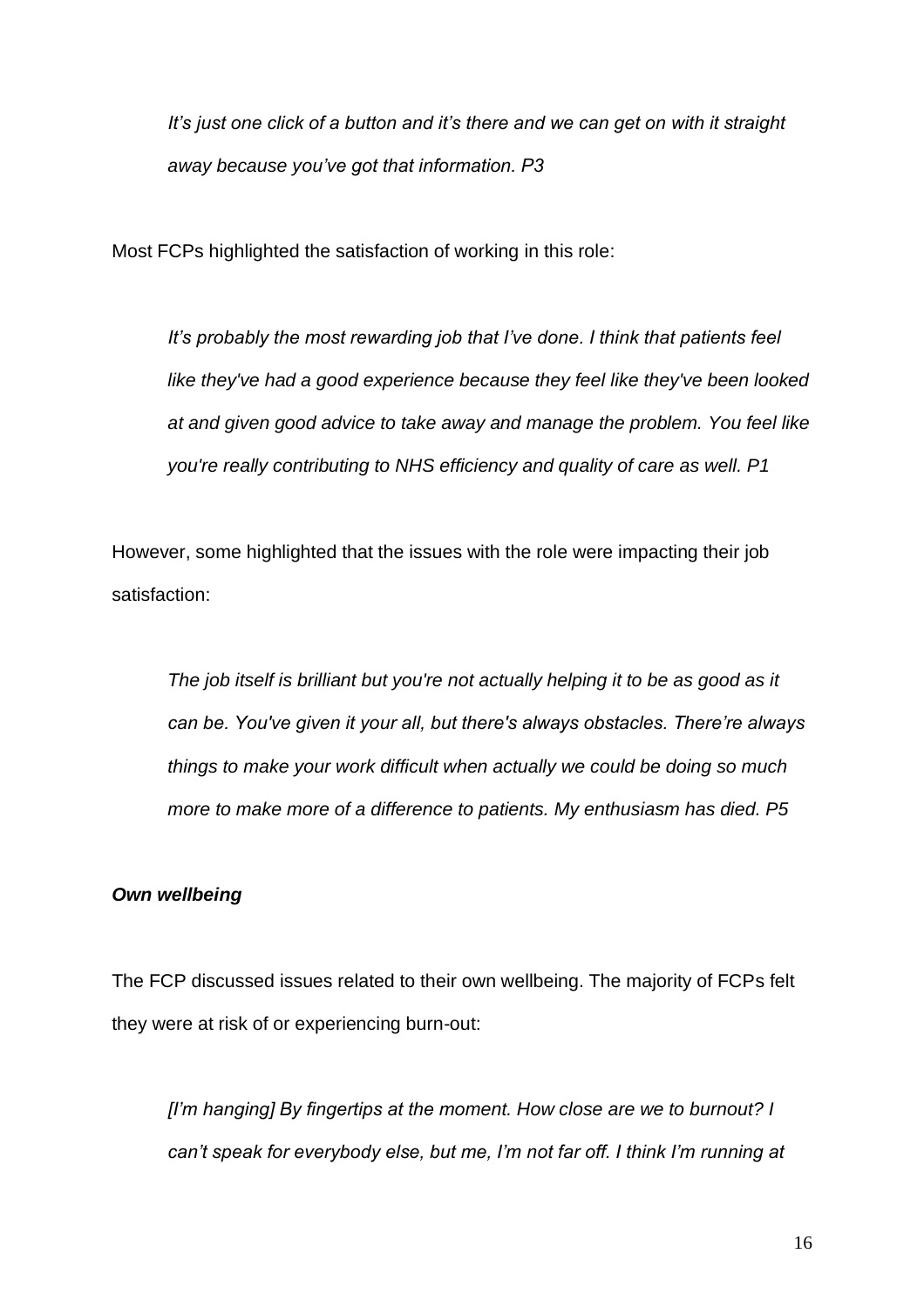*It's just one click of a button and it's there and we can get on with it straight away because you've got that information. P3*

Most FCPs highlighted the satisfaction of working in this role:

*It's probably the most rewarding job that I've done. I think that patients feel like they've had a good experience because they feel like they've been looked at and given good advice to take away and manage the problem. You feel like you're really contributing to NHS efficiency and quality of care as well. P1*

However, some highlighted that the issues with the role were impacting their job satisfaction:

*The job itself is brilliant but you're not actually helping it to be as good as it can be. You've given it your all, but there's always obstacles. There're always things to make your work difficult when actually we could be doing so much more to make more of a difference to patients. My enthusiasm has died. P5*

***Own wellbeing***

The FCP discussed issues related to their own wellbeing. The majority of FCPs felt they were at risk of or experiencing burn-out:

*[I'm hanging] By fingertips at the moment. How close are we to burnout? I can't speak for everybody else, but me, I'm not far off. I think I'm running at*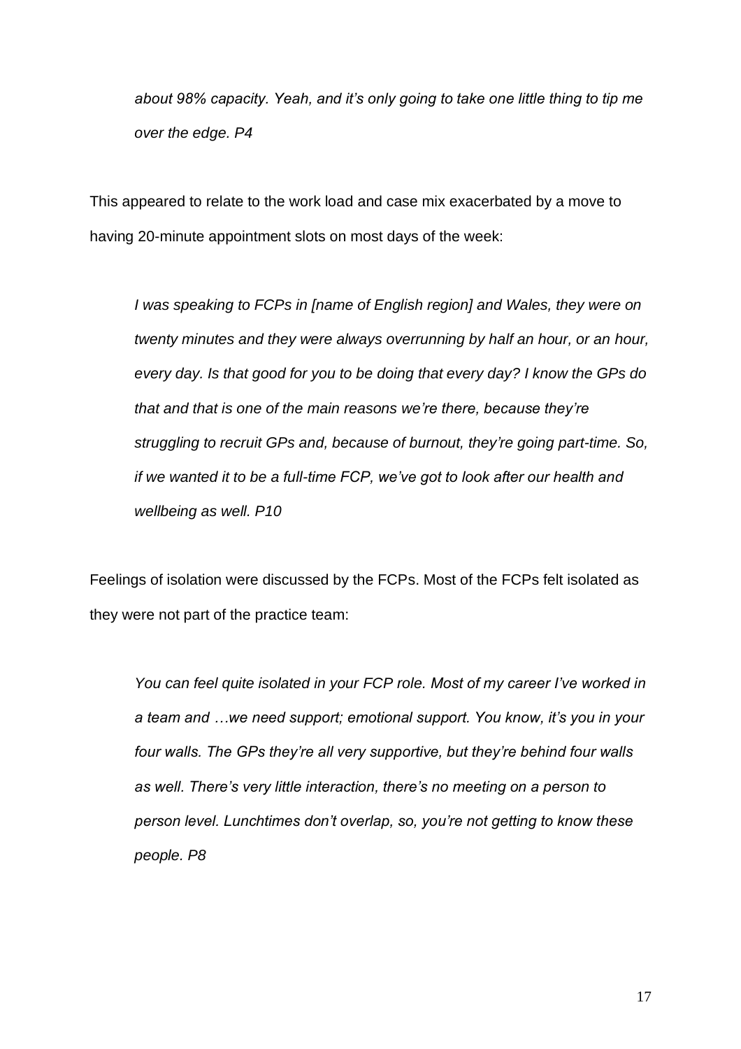*about 98% capacity. Yeah, and it's only going to take one little thing to tip me over the edge. P4*

This appeared to relate to the work load and case mix exacerbated by a move to having 20-minute appointment slots on most days of the week:

*I was speaking to FCPs in [name of English region] and Wales, they were on twenty minutes and they were always overrunning by half an hour, or an hour, every day. Is that good for you to be doing that every day? I know the GPs do that and that is one of the main reasons we're there, because they're struggling to recruit GPs and, because of burnout, they're going part-time. So, if we wanted it to be a full-time FCP, we've got to look after our health and wellbeing as well. P10*

Feelings of isolation were discussed by the FCPs. Most of the FCPs felt isolated as they were not part of the practice team:

*You can feel quite isolated in your FCP role. Most of my career I've worked in a team and …we need support; emotional support. You know, it's you in your four walls. The GPs they're all very supportive, but they're behind four walls as well. There's very little interaction, there's no meeting on a person to person level. Lunchtimes don't overlap, so, you're not getting to know these people. P8*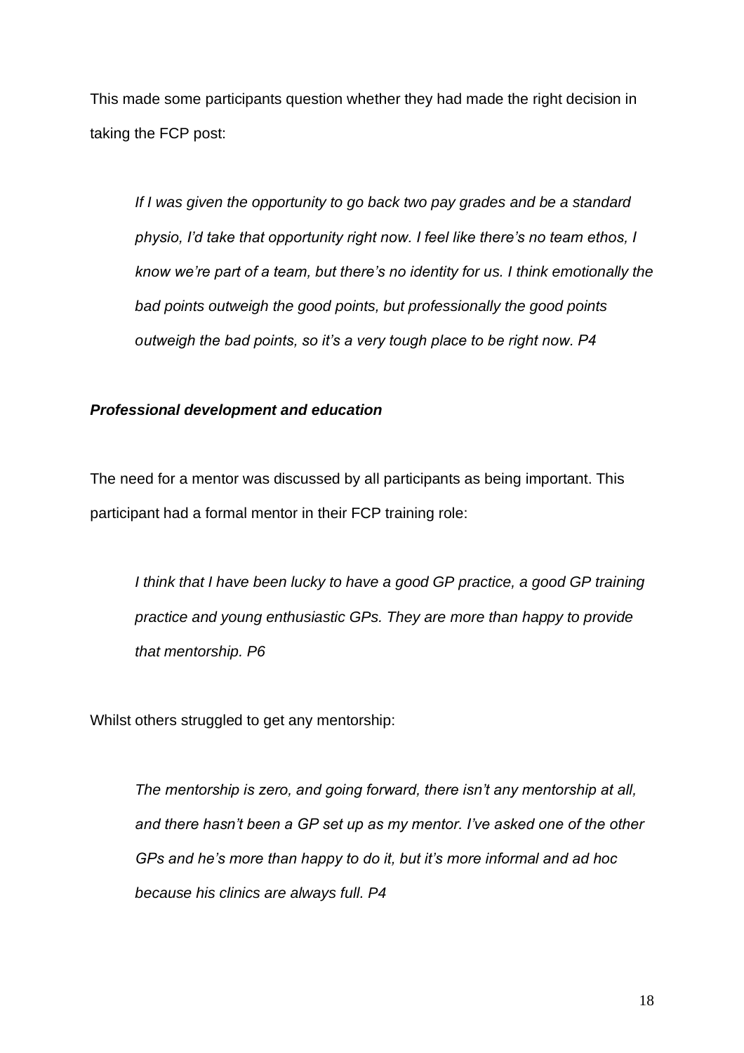This made some participants question whether they had made the right decision in taking the FCP post:

> *If I was given the opportunity to go back two pay grades and be a standard physio, I'd take that opportunity right now. I feel like there's no team ethos, I know we're part of a team, but there's no identity for us. I think emotionally the bad points outweigh the good points, but professionally the good points outweigh the bad points, so it's a very tough place to be right now. P4*

***Professional development and education***

The need for a mentor was discussed by all participants as being important. This participant had a formal mentor in their FCP training role:

> *I think that I have been lucky to have a good GP practice, a good GP training practice and young enthusiastic GPs. They are more than happy to provide that mentorship. P6*

Whilst others struggled to get any mentorship:

> *The mentorship is zero, and going forward, there isn't any mentorship at all, and there hasn't been a GP set up as my mentor. I've asked one of the other GPs and he's more than happy to do it, but it's more informal and ad hoc because his clinics are always full. P4*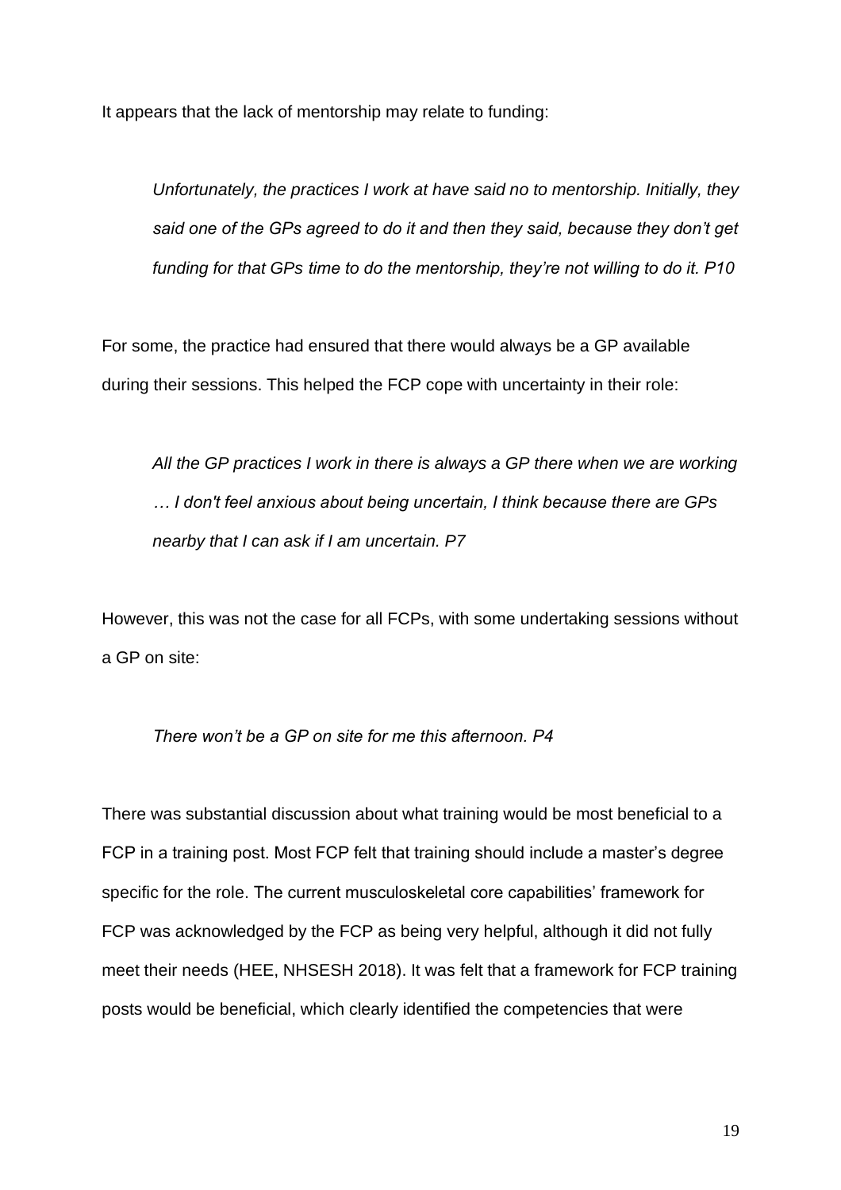It appears that the lack of mentorship may relate to funding:

> *Unfortunately, the practices I work at have said no to mentorship. Initially, they said one of the GPs agreed to do it and then they said, because they don't get funding for that GPs time to do the mentorship, they're not willing to do it. P10*

For some, the practice had ensured that there would always be a GP available during their sessions. This helped the FCP cope with uncertainty in their role:

> *All the GP practices I work in there is always a GP there when we are working … I don't feel anxious about being uncertain, I think because there are GPs nearby that I can ask if I am uncertain. P7*

However, this was not the case for all FCPs, with some undertaking sessions without a GP on site:

> *There won't be a GP on site for me this afternoon. P4*

There was substantial discussion about what training would be most beneficial to a FCP in a training post. Most FCP felt that training should include a master's degree specific for the role. The current musculoskeletal core capabilities' framework for FCP was acknowledged by the FCP as being very helpful, although it did not fully meet their needs (HEE, NHSESH 2018). It was felt that a framework for FCP training posts would be beneficial, which clearly identified the competencies that were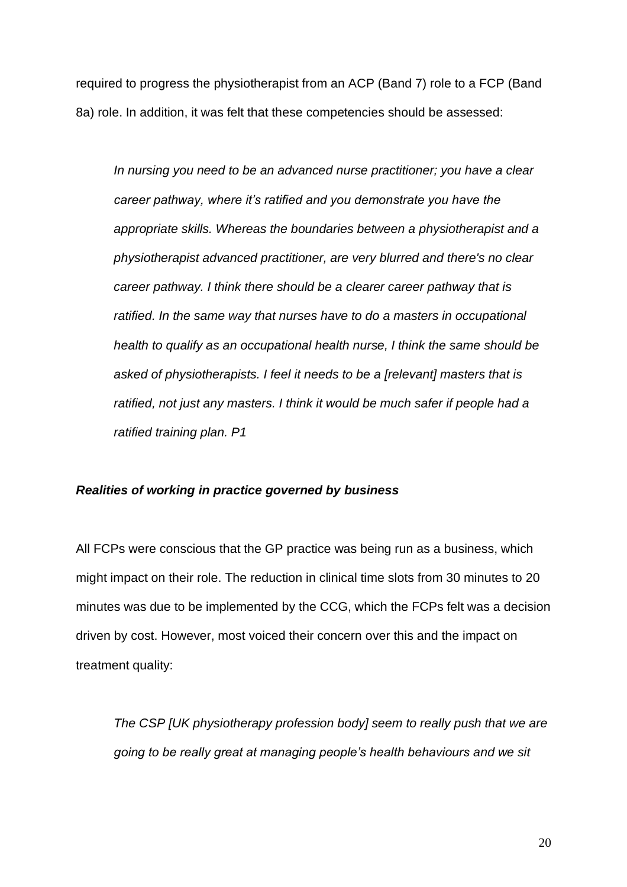required to progress the physiotherapist from an ACP (Band 7) role to a FCP (Band 8a) role. In addition, it was felt that these competencies should be assessed:

> *In nursing you need to be an advanced nurse practitioner; you have a clear career pathway, where it's ratified and you demonstrate you have the appropriate skills. Whereas the boundaries between a physiotherapist and a physiotherapist advanced practitioner, are very blurred and there's no clear career pathway. I think there should be a clearer career pathway that is ratified. In the same way that nurses have to do a masters in occupational health to qualify as an occupational health nurse, I think the same should be asked of physiotherapists. I feel it needs to be a [relevant] masters that is ratified, not just any masters. I think it would be much safer if people had a ratified training plan. P1*

### *Realities of working in practice governed by business*

All FCPs were conscious that the GP practice was being run as a business, which might impact on their role. The reduction in clinical time slots from 30 minutes to 20 minutes was due to be implemented by the CCG, which the FCPs felt was a decision driven by cost. However, most voiced their concern over this and the impact on treatment quality:

> *The CSP [UK physiotherapy profession body] seem to really push that we are going to be really great at managing people's health behaviours and we sit*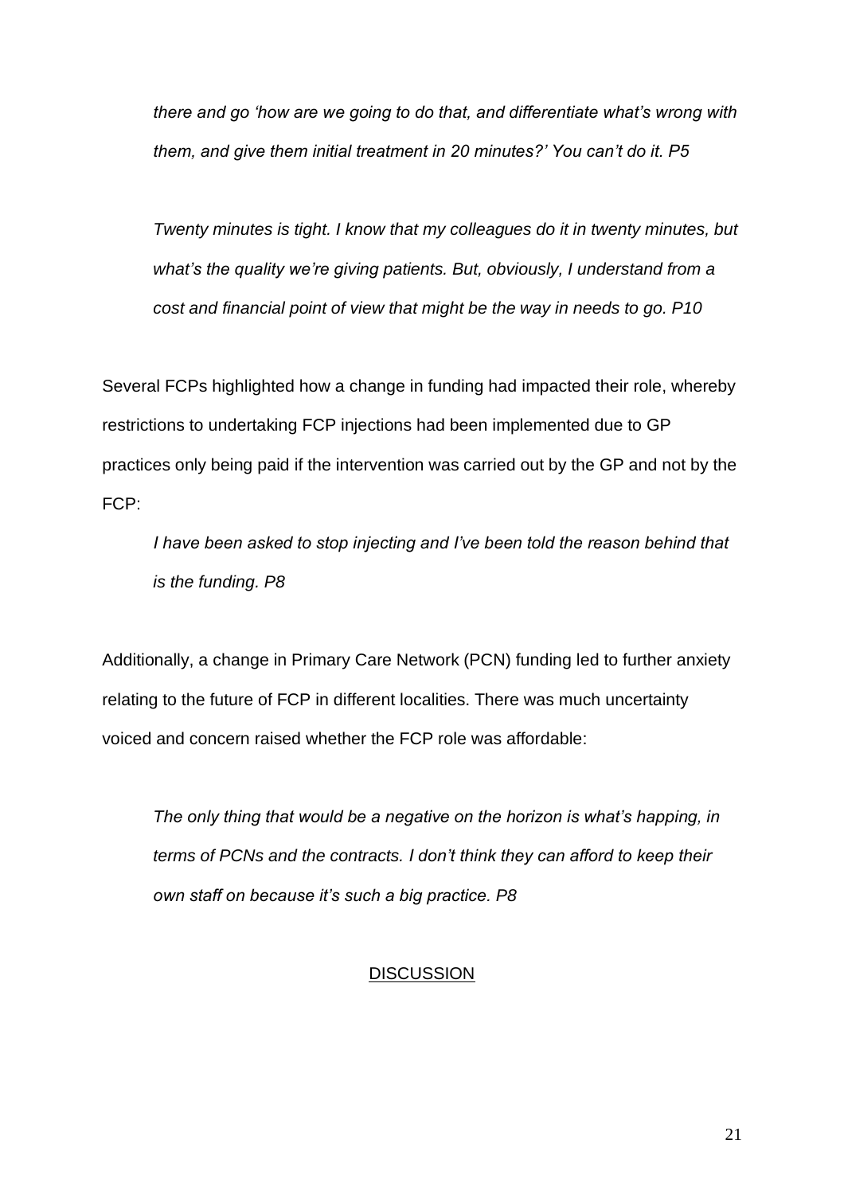*there and go 'how are we going to do that, and differentiate what's wrong with them, and give them initial treatment in 20 minutes?' You can't do it. P5*

*Twenty minutes is tight. I know that my colleagues do it in twenty minutes, but what's the quality we're giving patients. But, obviously, I understand from a cost and financial point of view that might be the way in needs to go. P10*

Several FCPs highlighted how a change in funding had impacted their role, whereby restrictions to undertaking FCP injections had been implemented due to GP practices only being paid if the intervention was carried out by the GP and not by the FCP:

*I have been asked to stop injecting and I've been told the reason behind that is the funding. P8*

Additionally, a change in Primary Care Network (PCN) funding led to further anxiety relating to the future of FCP in different localities. There was much uncertainty voiced and concern raised whether the FCP role was affordable:

*The only thing that would be a negative on the horizon is what's happing, in terms of PCNs and the contracts. I don't think they can afford to keep their own staff on because it's such a big practice. P8*

## DISCUSSION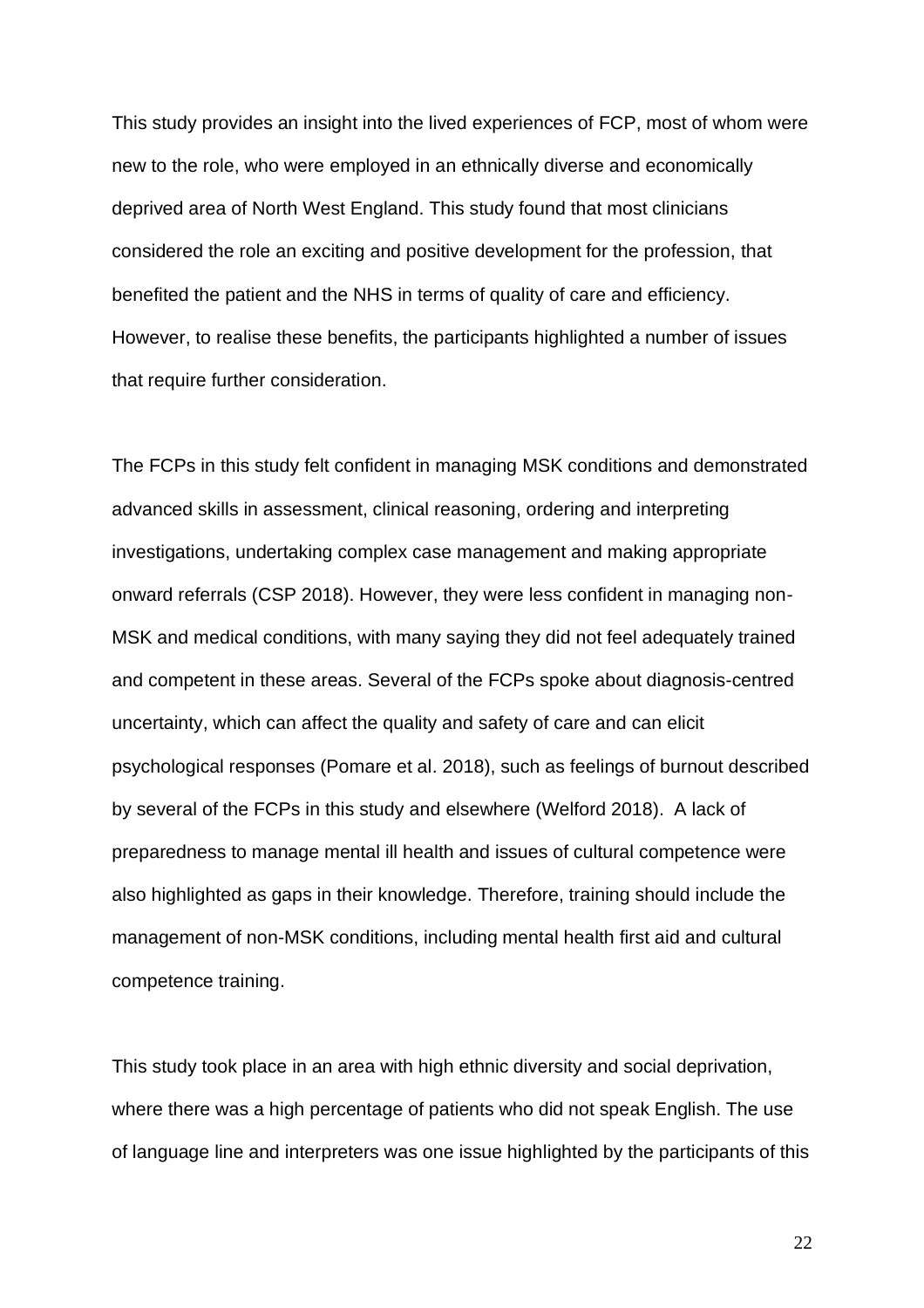This study provides an insight into the lived experiences of FCP, most of whom were new to the role, who were employed in an ethnically diverse and economically deprived area of North West England. This study found that most clinicians considered the role an exciting and positive development for the profession, that benefited the patient and the NHS in terms of quality of care and efficiency. However, to realise these benefits, the participants highlighted a number of issues that require further consideration.

The FCPs in this study felt confident in managing MSK conditions and demonstrated advanced skills in assessment, clinical reasoning, ordering and interpreting investigations, undertaking complex case management and making appropriate onward referrals (CSP 2018). However, they were less confident in managing non-MSK and medical conditions, with many saying they did not feel adequately trained and competent in these areas. Several of the FCPs spoke about diagnosis-centred uncertainty, which can affect the quality and safety of care and can elicit psychological responses (Pomare et al. 2018), such as feelings of burnout described by several of the FCPs in this study and elsewhere (Welford 2018). A lack of preparedness to manage mental ill health and issues of cultural competence were also highlighted as gaps in their knowledge. Therefore, training should include the management of non-MSK conditions, including mental health first aid and cultural competence training.

This study took place in an area with high ethnic diversity and social deprivation, where there was a high percentage of patients who did not speak English. The use of language line and interpreters was one issue highlighted by the participants of this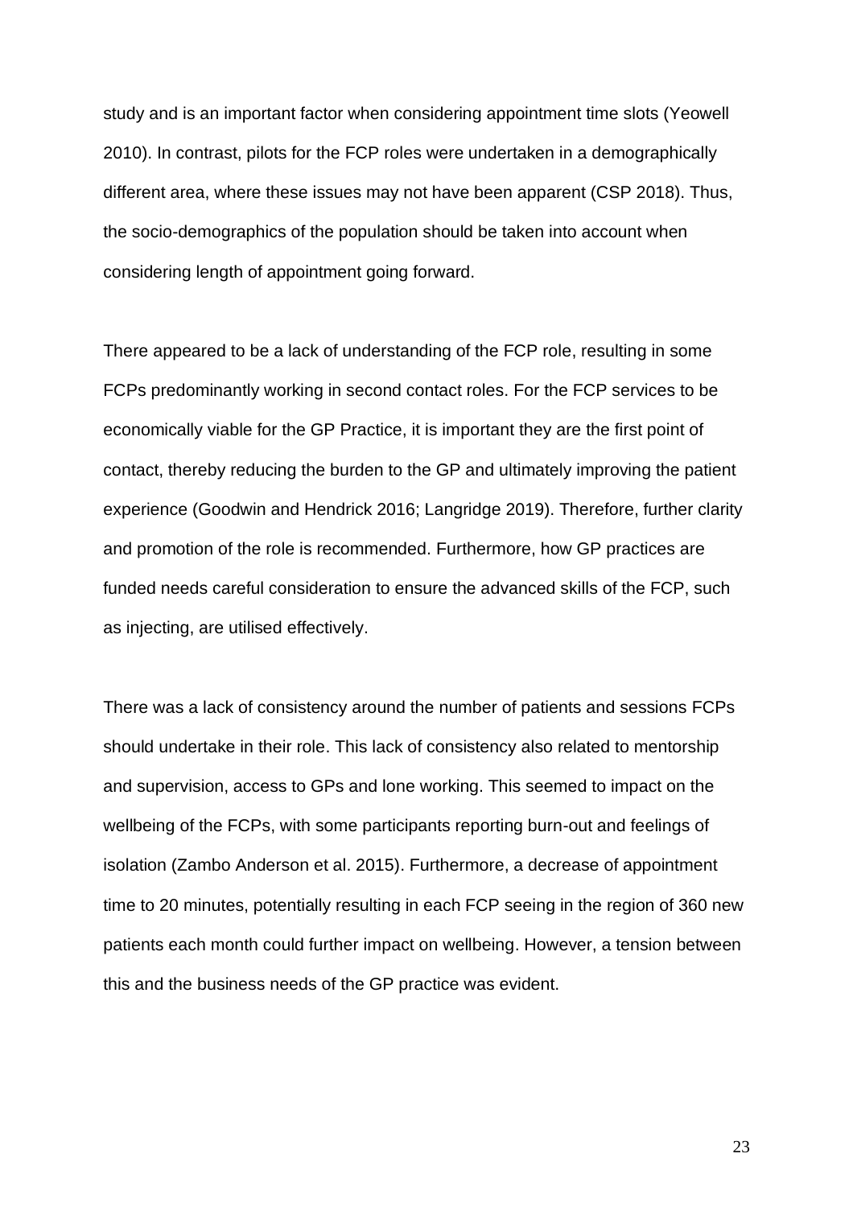study and is an important factor when considering appointment time slots (Yeowell 2010). In contrast, pilots for the FCP roles were undertaken in a demographically different area, where these issues may not have been apparent (CSP 2018). Thus, the socio-demographics of the population should be taken into account when considering length of appointment going forward.

There appeared to be a lack of understanding of the FCP role, resulting in some FCPs predominantly working in second contact roles. For the FCP services to be economically viable for the GP Practice, it is important they are the first point of contact, thereby reducing the burden to the GP and ultimately improving the patient experience (Goodwin and Hendrick 2016; Langridge 2019). Therefore, further clarity and promotion of the role is recommended. Furthermore, how GP practices are funded needs careful consideration to ensure the advanced skills of the FCP, such as injecting, are utilised effectively.

There was a lack of consistency around the number of patients and sessions FCPs should undertake in their role. This lack of consistency also related to mentorship and supervision, access to GPs and lone working. This seemed to impact on the wellbeing of the FCPs, with some participants reporting burn-out and feelings of isolation (Zambo Anderson et al. 2015). Furthermore, a decrease of appointment time to 20 minutes, potentially resulting in each FCP seeing in the region of 360 new patients each month could further impact on wellbeing. However, a tension between this and the business needs of the GP practice was evident.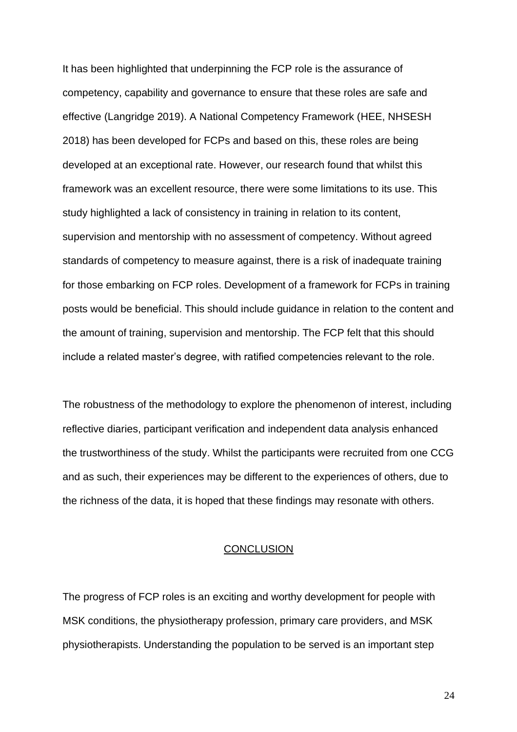It has been highlighted that underpinning the FCP role is the assurance of competency, capability and governance to ensure that these roles are safe and effective (Langridge 2019). A National Competency Framework (HEE, NHSESH 2018) has been developed for FCPs and based on this, these roles are being developed at an exceptional rate. However, our research found that whilst this framework was an excellent resource, there were some limitations to its use. This study highlighted a lack of consistency in training in relation to its content, supervision and mentorship with no assessment of competency. Without agreed standards of competency to measure against, there is a risk of inadequate training for those embarking on FCP roles. Development of a framework for FCPs in training posts would be beneficial. This should include guidance in relation to the content and the amount of training, supervision and mentorship. The FCP felt that this should include a related master's degree, with ratified competencies relevant to the role.

The robustness of the methodology to explore the phenomenon of interest, including reflective diaries, participant verification and independent data analysis enhanced the trustworthiness of the study. Whilst the participants were recruited from one CCG and as such, their experiences may be different to the experiences of others, due to the richness of the data, it is hoped that these findings may resonate with others.

## CONCLUSION

The progress of FCP roles is an exciting and worthy development for people with MSK conditions, the physiotherapy profession, primary care providers, and MSK physiotherapists. Understanding the population to be served is an important step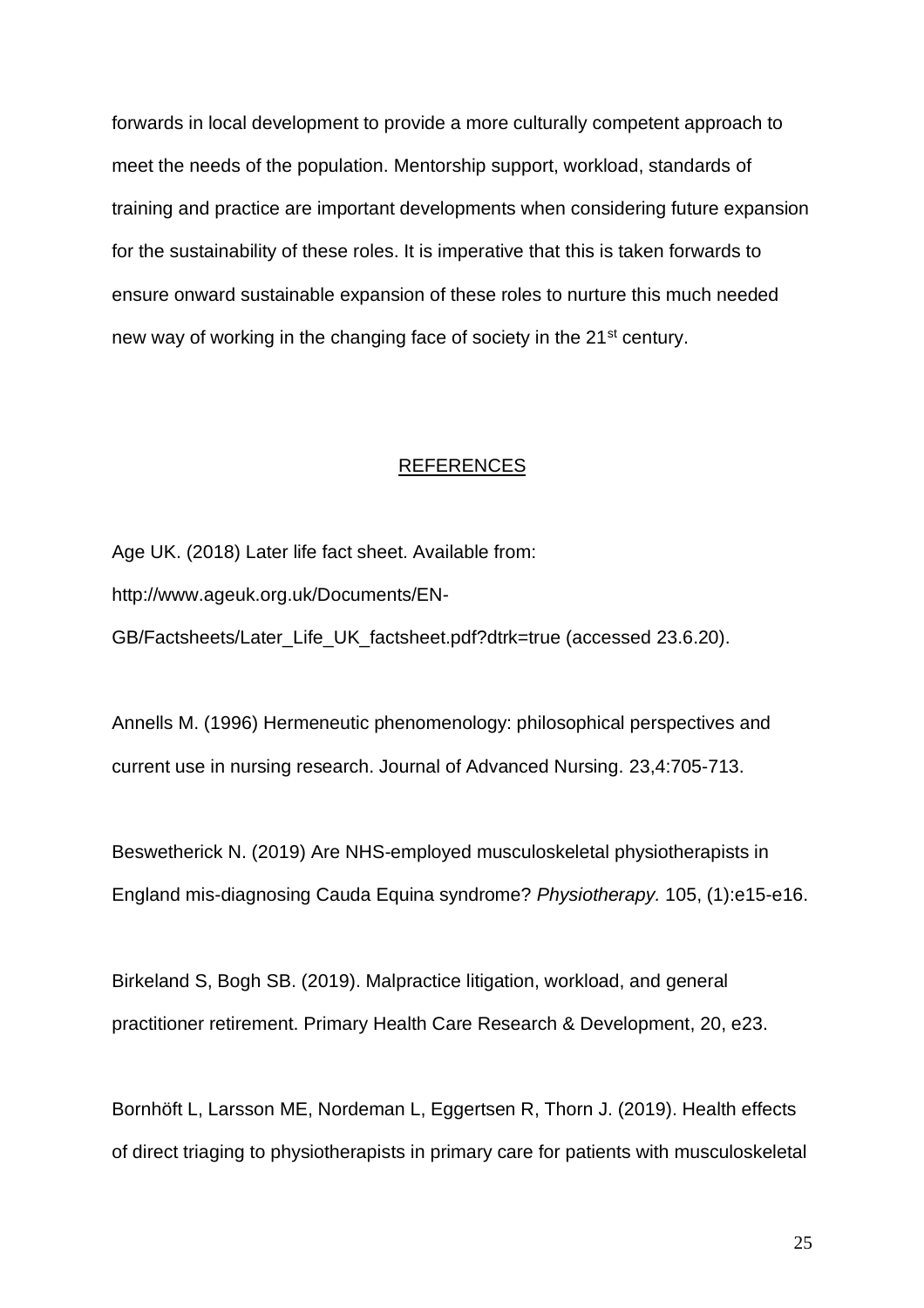forwards in local development to provide a more culturally competent approach to meet the needs of the population. Mentorship support, workload, standards of training and practice are important developments when considering future expansion for the sustainability of these roles. It is imperative that this is taken forwards to ensure onward sustainable expansion of these roles to nurture this much needed new way of working in the changing face of society in the 21st century.

## REFERENCES

Age UK. (2018) Later life fact sheet. Available from: http://www.ageuk.org.uk/Documents/EN-GB/Factsheets/Later_Life_UK_factsheet.pdf?dtrk=true (accessed 23.6.20).

Annells M. (1996) Hermeneutic phenomenology: philosophical perspectives and current use in nursing research. Journal of Advanced Nursing. 23,4:705-713.

Beswetherick N. (2019) Are NHS-employed musculoskeletal physiotherapists in England mis-diagnosing Cauda Equina syndrome? *Physiotherapy.* 105, (1):e15-e16.

Birkeland S, Bogh SB. (2019). Malpractice litigation, workload, and general practitioner retirement. Primary Health Care Research & Development, 20, e23.

Bornhöft L, Larsson ME, Nordeman L, Eggertsen R, Thorn J. (2019). Health effects of direct triaging to physiotherapists in primary care for patients with musculoskeletal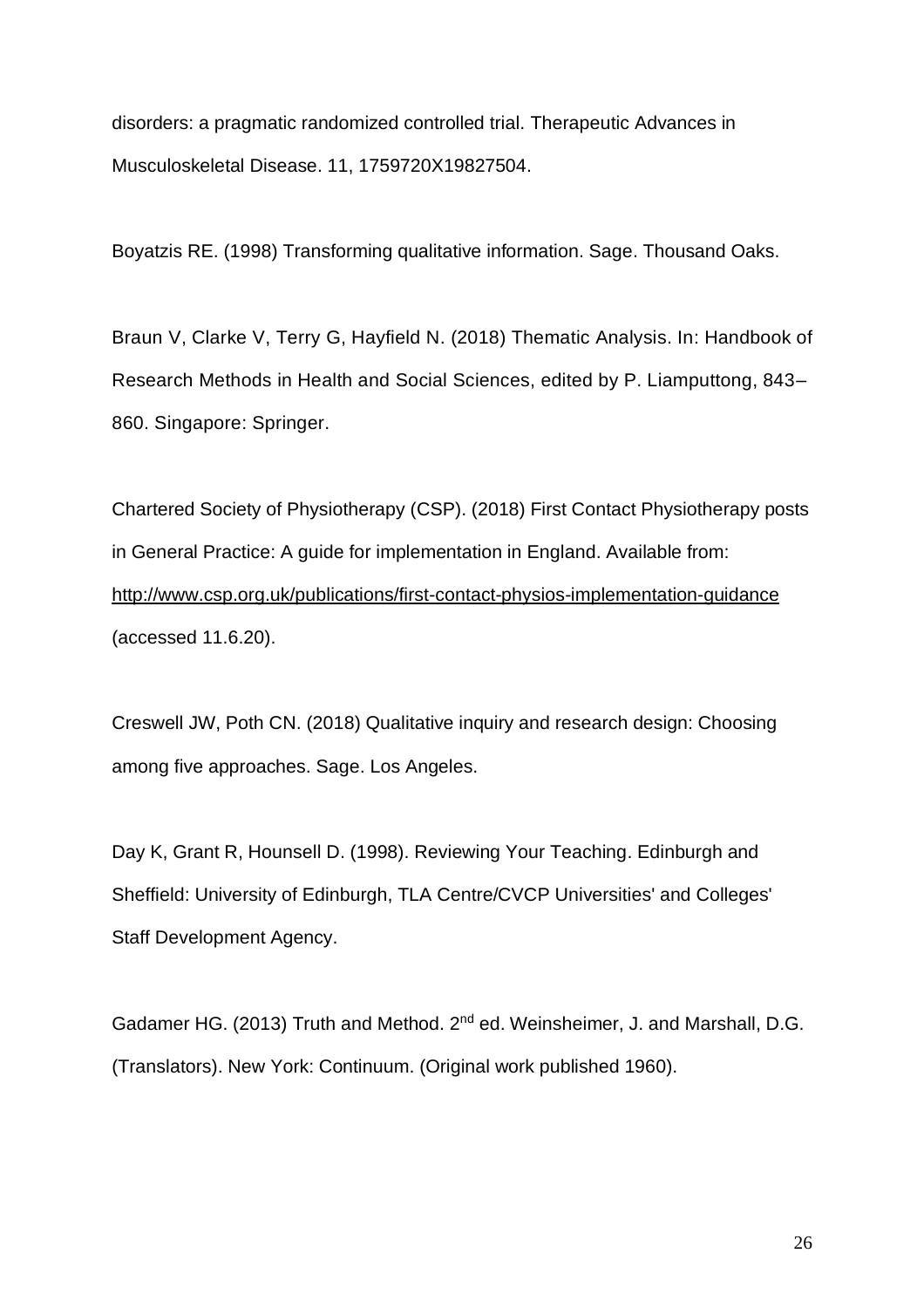disorders: a pragmatic randomized controlled trial. Therapeutic Advances in Musculoskeletal Disease. 11, 1759720X19827504.

Boyatzis RE. (1998) Transforming qualitative information. Sage. Thousand Oaks.

Braun V, Clarke V, Terry G, Hayfield N. (2018) Thematic Analysis. In: Handbook of Research Methods in Health and Social Sciences, edited by P. Liamputtong, 843–860. Singapore: Springer.

Chartered Society of Physiotherapy (CSP). (2018) First Contact Physiotherapy posts in General Practice: A guide for implementation in England. Available from: http://www.csp.org.uk/publications/first-contact-physios-implementation-guidance (accessed 11.6.20).

Creswell JW, Poth CN. (2018) Qualitative inquiry and research design: Choosing among five approaches. Sage. Los Angeles.

Day K, Grant R, Hounsell D. (1998). Reviewing Your Teaching. Edinburgh and Sheffield: University of Edinburgh, TLA Centre/CVCP Universities' and Colleges' Staff Development Agency.

Gadamer HG. (2013) Truth and Method. 2nd ed. Weinsheimer, J. and Marshall, D.G. (Translators). New York: Continuum. (Original work published 1960).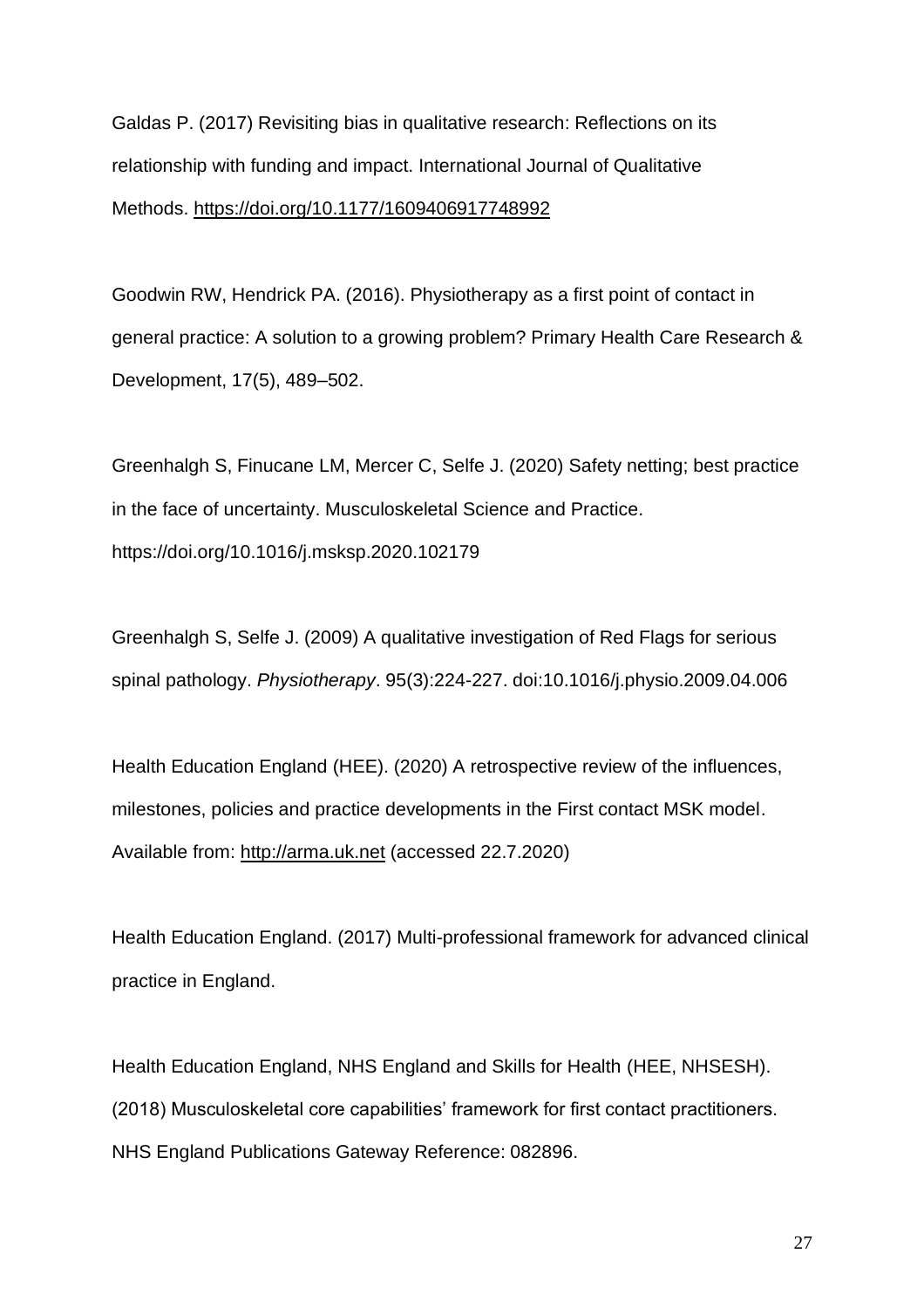Galdas P. (2017) Revisiting bias in qualitative research: Reflections on its relationship with funding and impact. International Journal of Qualitative Methods. https://doi.org/10.1177/1609406917748992

Goodwin RW, Hendrick PA. (2016). Physiotherapy as a first point of contact in general practice: A solution to a growing problem? Primary Health Care Research & Development, 17(5), 489–502.

Greenhalgh S, Finucane LM, Mercer C, Selfe J. (2020) Safety netting; best practice in the face of uncertainty. Musculoskeletal Science and Practice. https://doi.org/10.1016/j.msksp.2020.102179

Greenhalgh S, Selfe J. (2009) A qualitative investigation of Red Flags for serious spinal pathology. *Physiotherapy*. 95(3):224-227. doi:10.1016/j.physio.2009.04.006

Health Education England (HEE). (2020) A retrospective review of the influences, milestones, policies and practice developments in the First contact MSK model. Available from: http://arma.uk.net (accessed 22.7.2020)

Health Education England. (2017) Multi-professional framework for advanced clinical practice in England.

Health Education England, NHS England and Skills for Health (HEE, NHSESH). (2018) Musculoskeletal core capabilities' framework for first contact practitioners. NHS England Publications Gateway Reference: 082896.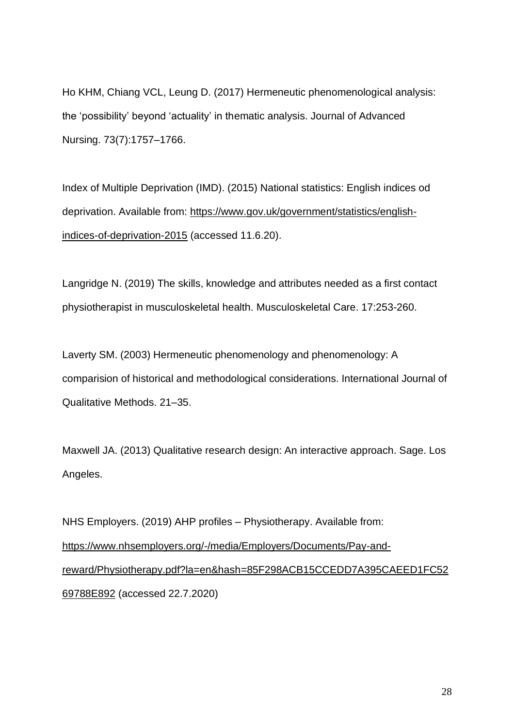Ho KHM, Chiang VCL, Leung D. (2017) Hermeneutic phenomenological analysis: the 'possibility' beyond 'actuality' in thematic analysis. Journal of Advanced Nursing. 73(7):1757–1766.

Index of Multiple Deprivation (IMD). (2015) National statistics: English indices od deprivation. Available from: https://www.gov.uk/government/statistics/english-indices-of-deprivation-2015 (accessed 11.6.20).

Langridge N. (2019) The skills, knowledge and attributes needed as a first contact physiotherapist in musculoskeletal health. Musculoskeletal Care. 17:253-260.

Laverty SM. (2003) Hermeneutic phenomenology and phenomenology: A comparision of historical and methodological considerations. International Journal of Qualitative Methods. 21–35.

Maxwell JA. (2013) Qualitative research design: An interactive approach. Sage. Los Angeles.

NHS Employers. (2019) AHP profiles – Physiotherapy. Available from: https://www.nhsemployers.org/-/media/Employers/Documents/Pay-and-reward/Physiotherapy.pdf?la=en&hash=85F298ACB15CCEDD7A395CAEED1FC5269788E892 (accessed 22.7.2020)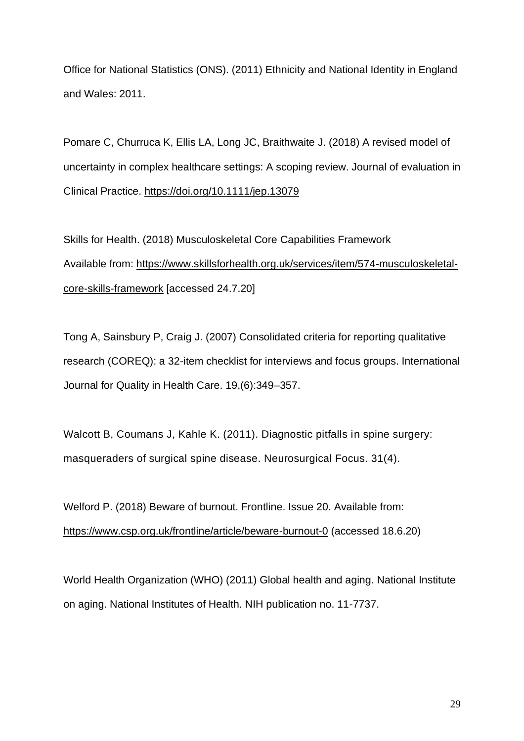Office for National Statistics (ONS). (2011) Ethnicity and National Identity in England and Wales: 2011.

Pomare C, Churruca K, Ellis LA, Long JC, Braithwaite J. (2018) A revised model of uncertainty in complex healthcare settings: A scoping review. Journal of evaluation in Clinical Practice. https://doi.org/10.1111/jep.13079

Skills for Health. (2018) Musculoskeletal Core Capabilities Framework Available from: https://www.skillsforhealth.org.uk/services/item/574-musculoskeletal-core-skills-framework [accessed 24.7.20]

Tong A, Sainsbury P, Craig J. (2007) Consolidated criteria for reporting qualitative research (COREQ): a 32-item checklist for interviews and focus groups. International Journal for Quality in Health Care. 19,(6):349–357.

Walcott B, Coumans J, Kahle K. (2011). Diagnostic pitfalls in spine surgery: masqueraders of surgical spine disease. Neurosurgical Focus. 31(4).

Welford P. (2018) Beware of burnout. Frontline. Issue 20. Available from: https://www.csp.org.uk/frontline/article/beware-burnout-0 (accessed 18.6.20)

World Health Organization (WHO) (2011) Global health and aging. National Institute on aging. National Institutes of Health. NIH publication no. 11-7737.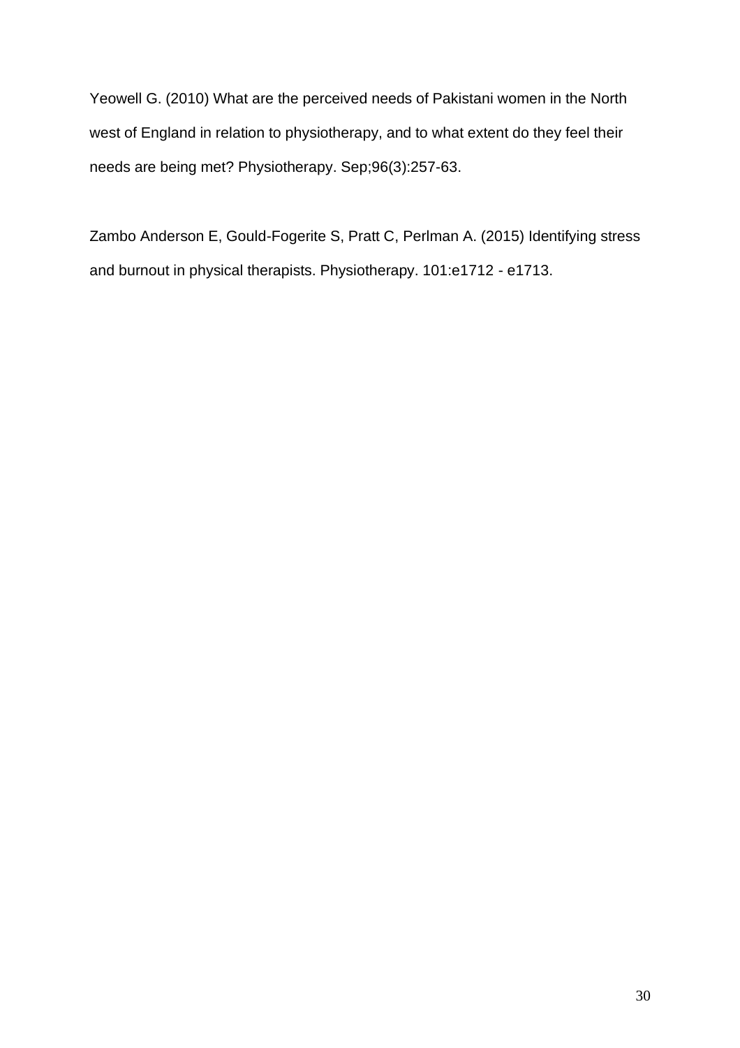Yeowell G. (2010) What are the perceived needs of Pakistani women in the North west of England in relation to physiotherapy, and to what extent do they feel their needs are being met? Physiotherapy. Sep;96(3):257-63.

Zambo Anderson E, Gould-Fogerite S, Pratt C, Perlman A. (2015) Identifying stress and burnout in physical therapists. Physiotherapy. 101:e1712 - e1713.